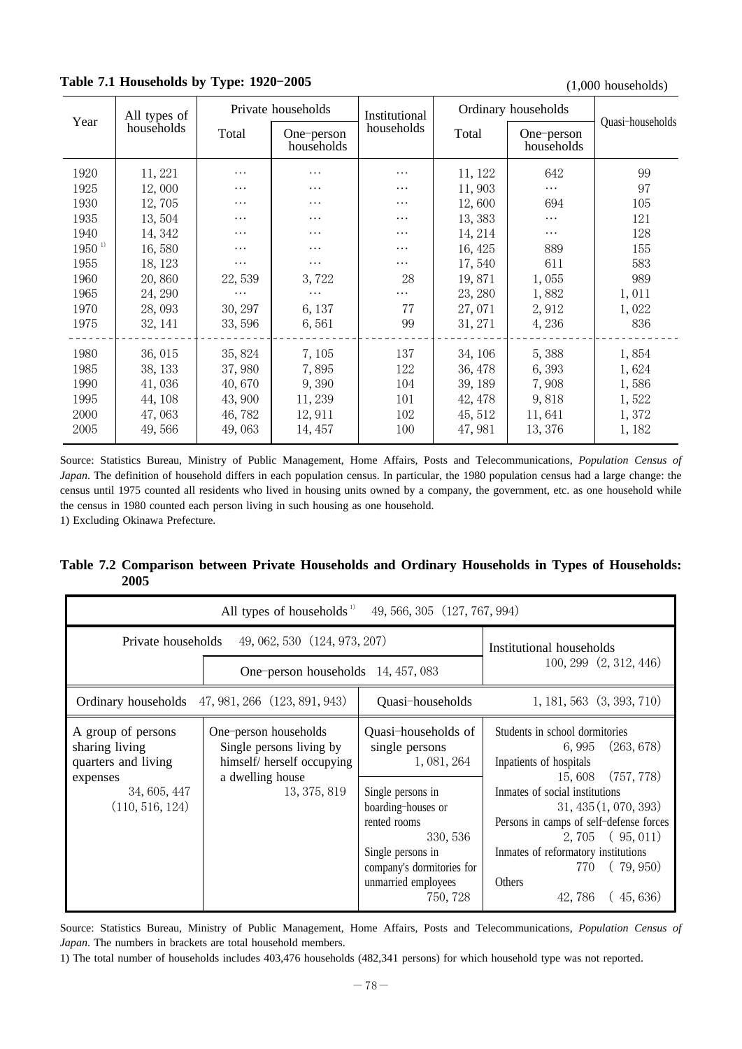**Table 7.1 Households by Type: 1920–2005**

(1,000 households)

| Year | All types of households | Private households | | Institutional households | Ordinary households | | Quasi–households |
|---|---|---|---|---|---|---|---|
| | | Total | One–person households | | Total | One–person households | |
| 1920 | 11, 221 | … | … | … | 11, 122 | 642 | 99 |
| 1925 | 12, 000 | … | … | … | 11, 903 | … | 97 |
| 1930 | 12, 705 | … | … | … | 12, 600 | 694 | 105 |
| 1935 | 13, 504 | … | … | … | 13, 383 | … | 121 |
| 1940 | 14, 342 | … | … | … | 14, 214 | … | 128 |
| 1950 1) | 16, 580 | … | … | … | 16, 425 | 889 | 155 |
| 1955 | 18, 123 | … | … | … | 17, 540 | 611 | 583 |
| 1960 | 20, 860 | 22, 539 | 3, 722 | 28 | 19, 871 | 1, 055 | 989 |
| 1965 | 24, 290 | … | … | … | 23, 280 | 1, 882 | 1, 011 |
| 1970 | 28, 093 | 30, 297 | 6, 137 | 77 | 27, 071 | 2, 912 | 1, 022 |
| 1975 | 32, 141 | 33, 596 | 6, 561 | 99 | 31, 271 | 4, 236 | 836 |
| 1980 | 36, 015 | 35, 824 | 7, 105 | 137 | 34, 106 | 5, 388 | 1, 854 |
| 1985 | 38, 133 | 37, 980 | 7, 895 | 122 | 36, 478 | 6, 393 | 1, 624 |
| 1990 | 41, 036 | 40, 670 | 9, 390 | 104 | 39, 189 | 7, 908 | 1, 586 |
| 1995 | 44, 108 | 43, 900 | 11, 239 | 101 | 42, 478 | 9, 818 | 1, 522 |
| 2000 | 47, 063 | 46, 782 | 12, 911 | 102 | 45, 512 | 11, 641 | 1, 372 |
| 2005 | 49, 566 | 49, 063 | 14, 457 | 100 | 47, 981 | 13, 376 | 1, 182 |

Source: Statistics Bureau, Ministry of Public Management, Home Affairs, Posts and Telecommunications, *Population Census of Japan*. The definition of household differs in each population census. In particular, the 1980 population census had a large change: the census until 1975 counted all residents who lived in housing units owned by a company, the government, etc. as one household while the census in 1980 counted each person living in such housing as one household.

1) Excluding Okinawa Prefecture.

**Table 7.2 Comparison between Private Households and Ordinary Households in Types of Households: 2005**

| All types of households 1) 49, 566, 305 (127, 767, 994) | | | |
|---|---|---|---|
| Private households 49, 062, 530 (124, 973, 207) | | | Institutional households 100, 299 (2, 312, 446) |
| | One–person households 14, 457, 083 | | |
| Ordinary households 47, 981, 266 (123, 891, 943) | | Quasi–households | 1, 181, 563 (3, 393, 710) |
| A group of persons sharing living quarters and living expenses 34, 605, 447 (110, 516, 124) | One–person households Single persons living by himself/ herself occupying a dwelling house 13, 375, 819 | Quasi–households of single persons 1, 081, 264<br>Single persons in boarding–houses or rented rooms 330, 536<br>Single persons in company's dormitories for unmarried employees 750, 728 | Students in school dormitories 6, 995 (263, 678)<br>Inpatients of hospitals 15, 608 (757, 778)<br>Inmates of social institutions 31, 435 (1, 070, 393)<br>Persons in camps of self–defense forces 2, 705 ( 95, 011)<br>Inmates of reformatory institutions 770 ( 79, 950)<br>Others 42, 786 ( 45, 636) |

Source: Statistics Bureau, Ministry of Public Management, Home Affairs, Posts and Telecommunications, *Population Census of Japan*. The numbers in brackets are total household members.

1) The total number of households includes 403,476 households (482,341 persons) for which household type was not reported.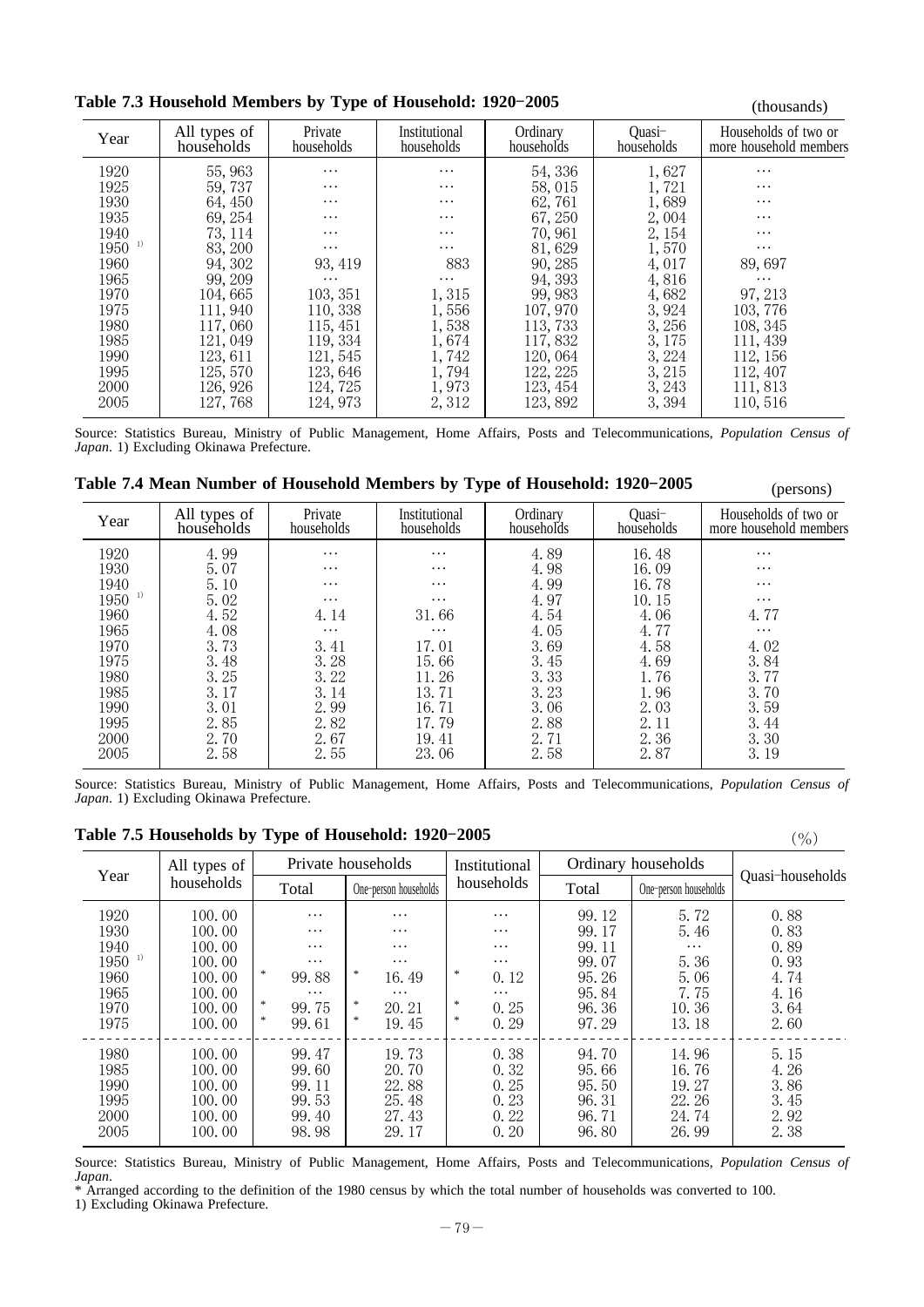**Table 7.3 Household Members by Type of Household: 1920-2005**

(thousands)

| Year | All types of households | Private households | Institutional households | Ordinary households | Quasi-households | Households of two or more household members |
|---|---|---|---|---|---|---|
| 1920 | 55,963 | … | … | 54,336 | 1,627 | … |
| 1925 | 59,737 | … | … | 58,015 | 1,721 | … |
| 1930 | 64,450 | … | … | 62,761 | 1,689 | … |
| 1935 | 69,254 | … | … | 67,250 | 2,004 | … |
| 1940 | 73,114 | … | … | 70,961 | 2,154 | … |
| 1950 1) | 83,200 | … | … | 81,629 | 1,570 | … |
| 1960 | 94,302 | 93,419 | 883 | 90,285 | 4,017 | 89,697 |
| 1965 | 99,209 | … | … | 94,393 | 4,816 | … |
| 1970 | 104,665 | 103,351 | 1,315 | 99,983 | 4,682 | 97,213 |
| 1975 | 111,940 | 110,338 | 1,556 | 107,970 | 3,924 | 103,776 |
| 1980 | 117,060 | 115,451 | 1,538 | 113,733 | 3,256 | 108,345 |
| 1985 | 121,049 | 119,334 | 1,674 | 117,832 | 3,175 | 111,439 |
| 1990 | 123,611 | 121,545 | 1,742 | 120,064 | 3,224 | 112,156 |
| 1995 | 125,570 | 123,646 | 1,794 | 122,225 | 3,215 | 112,407 |
| 2000 | 126,926 | 124,725 | 1,973 | 123,454 | 3,243 | 111,813 |
| 2005 | 127,768 | 124,973 | 2,312 | 123,892 | 3,394 | 110,516 |

Source: Statistics Bureau, Ministry of Public Management, Home Affairs, Posts and Telecommunications, *Population Census of Japan*. 1) Excluding Okinawa Prefecture.

**Table 7.4 Mean Number of Household Members by Type of Household: 1920-2005**

(persons)

| Year | All types of households | Private households | Institutional households | Ordinary households | Quasi-households | Households of two or more household members |
|---|---|---|---|---|---|---|
| 1920 | 4.99 | … | … | 4.89 | 16.48 | … |
| 1930 | 5.07 | … | … | 4.98 | 16.09 | … |
| 1940 | 5.10 | … | … | 4.99 | 16.78 | … |
| 1950 1) | 5.02 | … | … | 4.97 | 10.15 | … |
| 1960 | 4.52 | 4.14 | 31.66 | 4.54 | 4.06 | 4.77 |
| 1965 | 4.08 | … | … | 4.05 | 4.77 | … |
| 1970 | 3.73 | 3.41 | 17.01 | 3.69 | 4.58 | 4.02 |
| 1975 | 3.48 | 3.28 | 15.66 | 3.45 | 4.69 | 3.84 |
| 1980 | 3.25 | 3.22 | 11.26 | 3.33 | 1.76 | 3.77 |
| 1985 | 3.17 | 3.14 | 13.71 | 3.23 | 1.96 | 3.70 |
| 1990 | 3.01 | 2.99 | 16.71 | 3.06 | 2.03 | 3.59 |
| 1995 | 2.85 | 2.82 | 17.79 | 2.88 | 2.11 | 3.44 |
| 2000 | 2.70 | 2.67 | 19.41 | 2.71 | 2.36 | 3.30 |
| 2005 | 2.58 | 2.55 | 23.06 | 2.58 | 2.87 | 3.19 |

Source: Statistics Bureau, Ministry of Public Management, Home Affairs, Posts and Telecommunications, *Population Census of Japan*. 1) Excluding Okinawa Prefecture.

**Table 7.5 Households by Type of Household: 1920-2005**

(%)

| Year | All types of households | Private households | | Institutional households | Ordinary households | | Quasi-households |
|---|---|---|---|---|---|---|---|
| | | Total | One-person households | | Total | One-person households | |
| 1920 | 100.00 | … | … | … | 99.12 | 5.72 | 0.88 |
| 1930 | 100.00 | … | … | … | 99.17 | 5.46 | 0.83 |
| 1940 | 100.00 | … | … | … | 99.11 | … | 0.89 |
| 1950 1) | 100.00 | … | … | … | 99.07 | 5.36 | 0.93 |
| 1960 | 100.00 | * 99.88 | * 16.49 | * 0.12 | 95.26 | 5.06 | 4.74 |
| 1965 | 100.00 | … | … | … | 95.84 | 7.75 | 4.16 |
| 1970 | 100.00 | * 99.75 | * 20.21 | * 0.25 | 96.36 | 10.36 | 3.64 |
| 1975 | 100.00 | * 99.61 | * 19.45 | * 0.29 | 97.29 | 13.18 | 2.60 |
| 1980 | 100.00 | 99.47 | 19.73 | 0.38 | 94.70 | 14.96 | 5.15 |
| 1985 | 100.00 | 99.60 | 20.70 | 0.32 | 95.66 | 16.76 | 4.26 |
| 1990 | 100.00 | 99.11 | 22.88 | 0.25 | 95.50 | 19.27 | 3.86 |
| 1995 | 100.00 | 99.53 | 25.48 | 0.23 | 96.31 | 22.26 | 3.45 |
| 2000 | 100.00 | 99.40 | 27.43 | 0.22 | 96.71 | 24.74 | 2.92 |
| 2005 | 100.00 | 98.98 | 29.17 | 0.20 | 96.80 | 26.99 | 2.38 |

Source: Statistics Bureau, Ministry of Public Management, Home Affairs, Posts and Telecommunications, *Population Census of Japan*.

* Arranged according to the definition of the 1980 census by which the total number of households was converted to 100.

1) Excluding Okinawa Prefecture.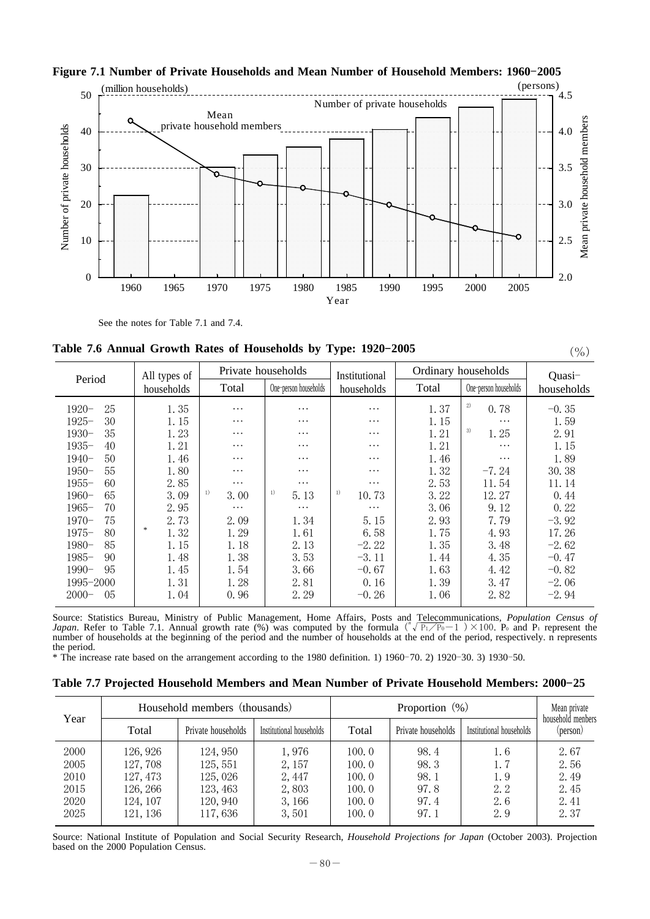**Figure 7.1 Number of Private Households and Mean Number of Household Members: 1960–2005**

See the notes for Table 7.1 and 7.4.

**Table 7.6 Annual Growth Rates of Households by Type: 1920–2005**

(%)

| Period | All types of households | Private households | | Institutional households | Ordinary households | | Quasi–households |
|---|---|---|---|---|---|---|---|
| | | Total | One-person households | | Total | One-person households | |
| 1920– 25 | 1.35 | … | … | … | 1.37 | 2) 0.78 | –0.35 |
| 1925– 30 | 1.15 | … | … | … | 1.15 | … | 1.59 |
| 1930– 35 | 1.23 | … | … | … | 1.21 | 3) 1.25 | 2.91 |
| 1935– 40 | 1.21 | … | … | … | 1.21 | … | 1.15 |
| 1940– 50 | 1.46 | … | … | … | 1.46 | … | 1.89 |
| 1950– 55 | 1.80 | … | … | … | 1.32 | –7.24 | 30.38 |
| 1955– 60 | 2.85 | … | … | … | 2.53 | 11.54 | 11.14 |
| 1960– 65 | 3.09 | 1) 3.00 | 1) 5.13 | 1) 10.73 | 3.22 | 12.27 | 0.44 |
| 1965– 70 | 2.95 | … | … | … | 3.06 | 9.12 | 0.22 |
| 1970– 75 | 2.73 | 2.09 | 1.34 | 5.15 | 2.93 | 7.79 | –3.92 |
| 1975– 80 | * 1.32 | 1.29 | 1.61 | 6.58 | 1.75 | 4.93 | 17.26 |
| 1980– 85 | 1.15 | 1.18 | 2.13 | –2.22 | 1.35 | 3.48 | –2.62 |
| 1985– 90 | 1.48 | 1.38 | 3.53 | –3.11 | 1.44 | 4.35 | –0.47 |
| 1990– 95 | 1.45 | 1.54 | 3.66 | –0.67 | 1.63 | 4.42 | –0.82 |
| 1995–2000 | 1.31 | 1.28 | 2.81 | 0.16 | 1.39 | 3.47 | –2.06 |
| 2000– 05 | 1.04 | 0.96 | 2.29 | –0.26 | 1.06 | 2.82 | –2.94 |

Source: Statistics Bureau, Ministry of Public Management, Home Affairs, Posts and Telecommunications, *Population Census of Japan*. Refer to Table 7.1. Annual growth rate (%) was computed by the formula $(\sqrt[n]{P_1/P_0}-1)\times100$. $P_0$ and $P_1$ represent the number of households at the beginning of the period and the number of households at the end of the period, respectively. n represents the period.

* The increase rate based on the arrangement according to the 1980 definition. 1) 1960–70. 2) 1920–30. 3) 1930–50.

**Table 7.7 Projected Household Members and Mean Number of Private Household Members: 2000–25**

| Year | Household members (thousands) | | | Proportion (%) | | | Mean private household members (person) |
|---|---|---|---|---|---|---|---|
| | Total | Private households | Institutional households | Total | Private households | Institutional households | |
| 2000 | 126,926 | 124,950 | 1,976 | 100.0 | 98.4 | 1.6 | 2.67 |
| 2005 | 127,708 | 125,551 | 2,157 | 100.0 | 98.3 | 1.7 | 2.56 |
| 2010 | 127,473 | 125,026 | 2,447 | 100.0 | 98.1 | 1.9 | 2.49 |
| 2015 | 126,266 | 123,463 | 2,803 | 100.0 | 97.8 | 2.2 | 2.45 |
| 2020 | 124,107 | 120,940 | 3,166 | 100.0 | 97.4 | 2.6 | 2.41 |
| 2025 | 121,136 | 117,636 | 3,501 | 100.0 | 97.1 | 2.9 | 2.37 |

Source: National Institute of Population and Social Security Research, *Household Projections for Japan* (October 2003). Projection based on the 2000 Population Census.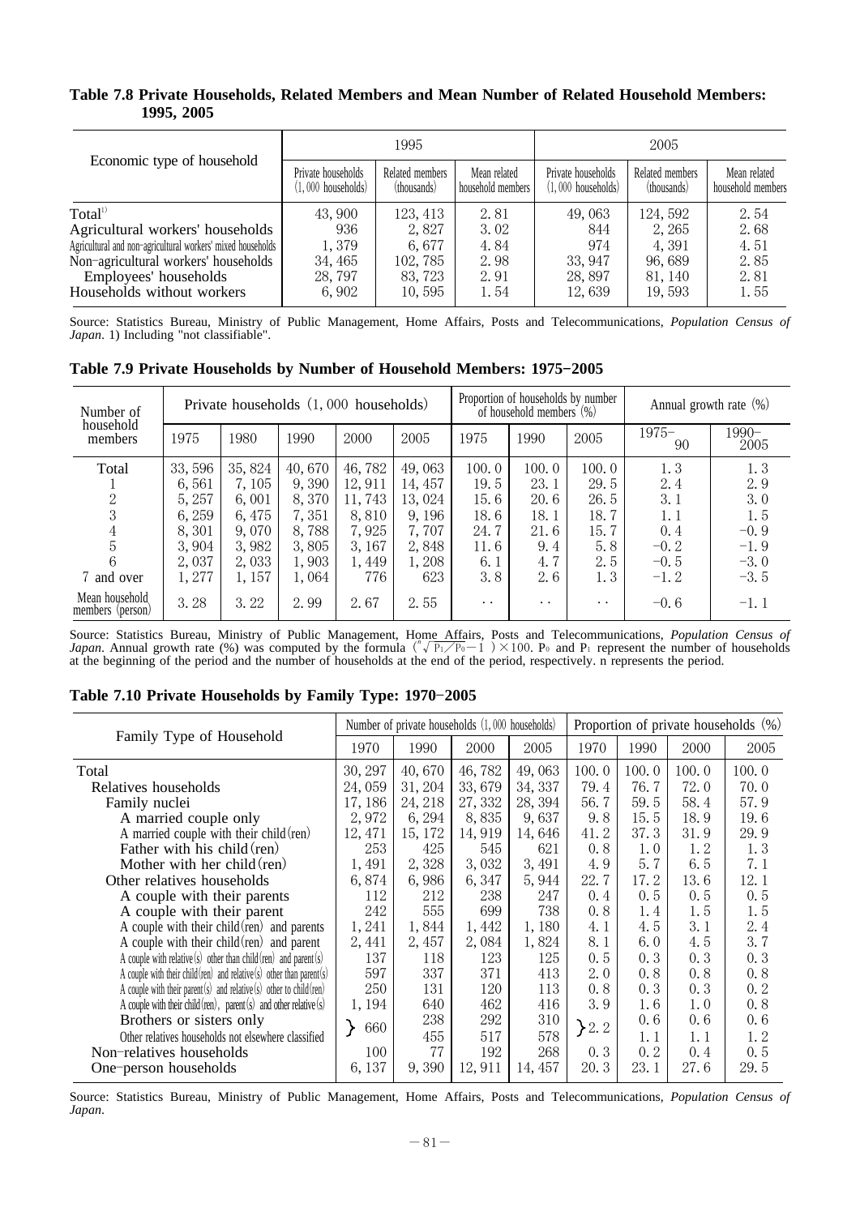### Table 7.8 Private Households, Related Members and Mean Number of Related Household Members: 1995, 2005

| Economic type of household | 1995 | | | 2005 | | |
|---|---|---|---|---|---|---|
| | Private households (1,000 households) | Related members (thousands) | Mean related household members | Private households (1,000 households) | Related members (thousands) | Mean related household members |
| Total[1] | 43,900 | 123,413 | 2.81 | 49,063 | 124,592 | 2.54 |
| Agricultural workers' households | 936 | 2,827 | 3.02 | 844 | 2,265 | 2.68 |
| Agricultural and non-agricultural workers' mixed households | 1,379 | 6,677 | 4.84 | 974 | 4,391 | 4.51 |
| Non-agricultural workers' households | 34,465 | 102,785 | 2.98 | 33,947 | 96,689 | 2.85 |
| Employees' households | 28,797 | 83,723 | 2.91 | 28,897 | 81,140 | 2.81 |
| Households without workers | 6,902 | 10,595 | 1.54 | 12,639 | 19,593 | 1.55 |

Source: Statistics Bureau, Ministry of Public Management, Home Affairs, Posts and Telecommunications, *Population Census of Japan*. 1) Including "not classifiable".

### Table 7.9 Private Households by Number of Household Members: 1975-2005

| Number of household members | Private households (1,000 households) | | | | | Proportion of households by number of household members (%) | | | Annual growth rate (%) | |
|---|---|---|---|---|---|---|---|---|---|---|
| | 1975 | 1980 | 1990 | 2000 | 2005 | 1975 | 1990 | 2005 | 1975-90 | 1990-2005 |
| Total | 33,596 | 35,824 | 40,670 | 46,782 | 49,063 | 100.0 | 100.0 | 100.0 | 1.3 | 1.3 |
| 1 | 6,561 | 7,105 | 9,390 | 12,911 | 14,457 | 19.5 | 23.1 | 29.5 | 2.4 | 2.9 |
| 2 | 5,257 | 6,001 | 8,370 | 11,743 | 13,024 | 15.6 | 20.6 | 26.5 | 3.1 | 3.0 |
| 3 | 6,259 | 6,475 | 7,351 | 8,810 | 9,196 | 18.6 | 18.1 | 18.7 | 1.1 | 1.5 |
| 4 | 8,301 | 9,070 | 8,788 | 7,925 | 7,707 | 24.7 | 21.6 | 15.7 | 0.4 | -0.9 |
| 5 | 3,904 | 3,982 | 3,805 | 3,167 | 2,848 | 11.6 | 9.4 | 5.8 | -0.2 | -1.9 |
| 6 | 2,037 | 2,033 | 1,903 | 1,449 | 1,208 | 6.1 | 4.7 | 2.5 | -0.5 | -3.0 |
| 7 and over | 1,277 | 1,157 | 1,064 | 776 | 623 | 3.8 | 2.6 | 1.3 | -1.2 | -3.5 |
| Mean household members (person) | 3.28 | 3.22 | 2.99 | 2.67 | 2.55 | .. | .. | .. | -0.6 | -1.1 |

Source: Statistics Bureau, Ministry of Public Management, Home Affairs, Posts and Telecommunications, *Population Census of Japan*. Annual growth rate (%) was computed by the formula $\left(\sqrt[n]{P_1/P_0}-1\right)\times 100$. $P_0$ and $P_1$ represent the number of households at the beginning of the period and the number of households at the end of the period, respectively. n represents the period.

### Table 7.10 Private Households by Family Type: 1970-2005

| Family Type of Household | Number of private households (1,000 households) | | | | Proportion of private households (%) | | | |
|---|---|---|---|---|---|---|---|---|
| | 1970 | 1990 | 2000 | 2005 | 1970 | 1990 | 2000 | 2005 |
| Total | 30,297 | 40,670 | 46,782 | 49,063 | 100.0 | 100.0 | 100.0 | 100.0 |
| Relatives households | 24,059 | 31,204 | 33,679 | 34,337 | 79.4 | 76.7 | 72.0 | 70.0 |
| Family nuclei | 17,186 | 24,218 | 27,332 | 28,394 | 56.7 | 59.5 | 58.4 | 57.9 |
| A married couple only | 2,972 | 6,294 | 8,835 | 9,637 | 9.8 | 15.5 | 18.9 | 19.6 |
| A married couple with their child(ren) | 12,471 | 15,172 | 14,919 | 14,646 | 41.2 | 37.3 | 31.9 | 29.9 |
| Father with his child(ren) | 253 | 425 | 545 | 621 | 0.8 | 1.0 | 1.2 | 1.3 |
| Mother with her child(ren) | 1,491 | 2,328 | 3,032 | 3,491 | 4.9 | 5.7 | 6.5 | 7.1 |
| Other relatives households | 6,874 | 6,986 | 6,347 | 5,944 | 22.7 | 17.2 | 13.6 | 12.1 |
| A couple with their parents | 112 | 212 | 238 | 247 | 0.4 | 0.5 | 0.5 | 0.5 |
| A couple with their parent | 242 | 555 | 699 | 738 | 0.8 | 1.4 | 1.5 | 1.5 |
| A couple with their child(ren) and parents | 1,241 | 1,844 | 1,442 | 1,180 | 4.1 | 4.5 | 3.1 | 2.4 |
| A couple with their child(ren) and parent | 2,441 | 2,457 | 2,084 | 1,824 | 8.1 | 6.0 | 4.5 | 3.7 |
| A couple with relative(s) other than child(ren) and parent(s) | 137 | 118 | 123 | 125 | 0.5 | 0.3 | 0.3 | 0.3 |
| A couple with their child(ren) and relative(s) other than parent(s) | 597 | 337 | 371 | 413 | 2.0 | 0.8 | 0.8 | 0.8 |
| A couple with their parent(s) and relative(s) other to child(ren) | 250 | 131 | 120 | 113 | 0.8 | 0.3 | 0.3 | 0.2 |
| A couple with their child(ren), parent(s) and other relative(s) | 1,194 | 640 | 462 | 416 | 3.9 | 1.6 | 1.0 | 0.8 |
| Brothers or sisters only | 660 | 238 | 292 | 310 | 2.2 | 0.6 | 0.6 | 0.6 |
| Other relatives households not elsewhere classified | | 455 | 517 | 578 | | 1.1 | 1.1 | 1.2 |
| Non-relatives households | 100 | 77 | 192 | 268 | 0.3 | 0.2 | 0.4 | 0.5 |
| One-person households | 6,137 | 9,390 | 12,911 | 14,457 | 20.3 | 23.1 | 27.6 | 29.5 |

Source: Statistics Bureau, Ministry of Public Management, Home Affairs, Posts and Telecommunications, *Population Census of Japan*.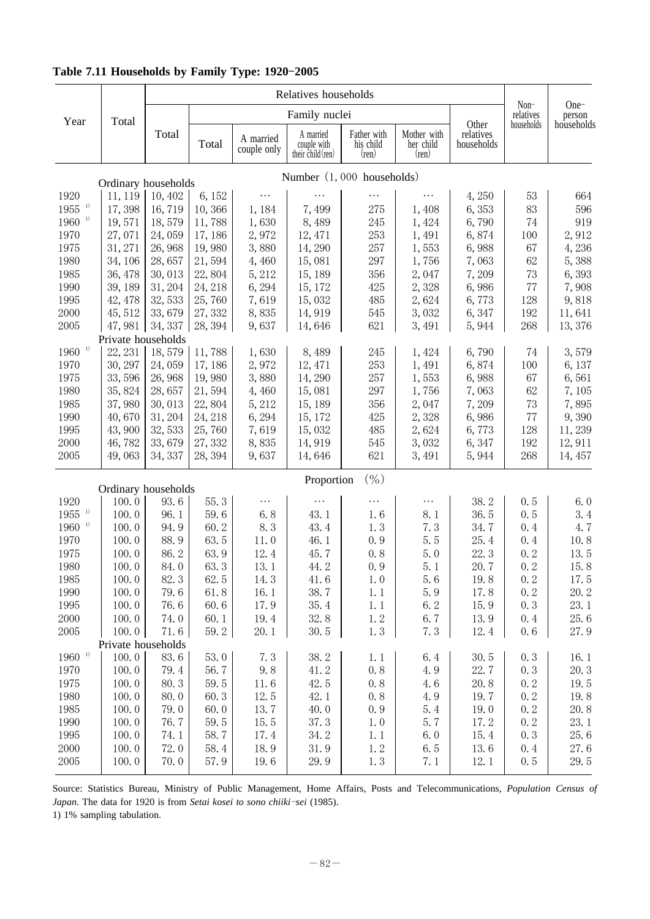## Table 7.11 Households by Family Type: 1920–2005

| Year | Total | Relatives households | | | | | | | Non-relatives households | One-person households |
|---|---|---|---|---|---|---|---|---|---|---|
| | | Total | Family nuclei | | | | | Other relatives households | | |
| | | | Total | A married couple only | A married couple with their child(ren) | Father with his child (ren) | Mother with her child (ren) | | | |
| **Number (1,000 households)** | | | | | | | | | | |
| **Ordinary households** | | | | | | | | | | |
| 1920 | 11,119 | 10,402 | 6,152 | … | … | … | … | 4,250 | 53 | 664 |
| 1955 [1] | 17,398 | 16,719 | 10,366 | 1,184 | 7,499 | 275 | 1,408 | 6,353 | 83 | 596 |
| 1960 [1] | 19,571 | 18,579 | 11,788 | 1,630 | 8,489 | 245 | 1,424 | 6,790 | 74 | 919 |
| 1970 | 27,071 | 24,059 | 17,186 | 2,972 | 12,471 | 253 | 1,491 | 6,874 | 100 | 2,912 |
| 1975 | 31,271 | 26,968 | 19,980 | 3,880 | 14,290 | 257 | 1,553 | 6,988 | 67 | 4,236 |
| 1980 | 34,106 | 28,657 | 21,594 | 4,460 | 15,081 | 297 | 1,756 | 7,063 | 62 | 5,388 |
| 1985 | 36,478 | 30,013 | 22,804 | 5,212 | 15,189 | 356 | 2,047 | 7,209 | 73 | 6,393 |
| 1990 | 39,189 | 31,204 | 24,218 | 6,294 | 15,172 | 425 | 2,328 | 6,986 | 77 | 7,908 |
| 1995 | 42,478 | 32,533 | 25,760 | 7,619 | 15,032 | 485 | 2,624 | 6,773 | 128 | 9,818 |
| 2000 | 45,512 | 33,679 | 27,332 | 8,835 | 14,919 | 545 | 3,032 | 6,347 | 192 | 11,641 |
| 2005 | 47,981 | 34,337 | 28,394 | 9,637 | 14,646 | 621 | 3,491 | 5,944 | 268 | 13,376 |
| **Private households** | | | | | | | | | | |
| 1960 [1] | 22,231 | 18,579 | 11,788 | 1,630 | 8,489 | 245 | 1,424 | 6,790 | 74 | 3,579 |
| 1970 | 30,297 | 24,059 | 17,186 | 2,972 | 12,471 | 253 | 1,491 | 6,874 | 100 | 6,137 |
| 1975 | 33,596 | 26,968 | 19,980 | 3,880 | 14,290 | 257 | 1,553 | 6,988 | 67 | 6,561 |
| 1980 | 35,824 | 28,657 | 21,594 | 4,460 | 15,081 | 297 | 1,756 | 7,063 | 62 | 7,105 |
| 1985 | 37,980 | 30,013 | 22,804 | 5,212 | 15,189 | 356 | 2,047 | 7,209 | 73 | 7,895 |
| 1990 | 40,670 | 31,204 | 24,218 | 6,294 | 15,172 | 425 | 2,328 | 6,986 | 77 | 9,390 |
| 1995 | 43,900 | 32,533 | 25,760 | 7,619 | 15,032 | 485 | 2,624 | 6,773 | 128 | 11,239 |
| 2000 | 46,782 | 33,679 | 27,332 | 8,835 | 14,919 | 545 | 3,032 | 6,347 | 192 | 12,911 |
| 2005 | 49,063 | 34,337 | 28,394 | 9,637 | 14,646 | 621 | 3,491 | 5,944 | 268 | 14,457 |
| **Proportion (%)** | | | | | | | | | | |
| **Ordinary households** | | | | | | | | | | |
| 1920 | 100.0 | 93.6 | 55.3 | … | … | … | … | 38.2 | 0.5 | 6.0 |
| 1955 [1] | 100.0 | 96.1 | 59.6 | 6.8 | 43.1 | 1.6 | 8.1 | 36.5 | 0.5 | 3.4 |
| 1960 [1] | 100.0 | 94.9 | 60.2 | 8.3 | 43.4 | 1.3 | 7.3 | 34.7 | 0.4 | 4.7 |
| 1970 | 100.0 | 88.9 | 63.5 | 11.0 | 46.1 | 0.9 | 5.5 | 25.4 | 0.4 | 10.8 |
| 1975 | 100.0 | 86.2 | 63.9 | 12.4 | 45.7 | 0.8 | 5.0 | 22.3 | 0.2 | 13.5 |
| 1980 | 100.0 | 84.0 | 63.3 | 13.1 | 44.2 | 0.9 | 5.1 | 20.7 | 0.2 | 15.8 |
| 1985 | 100.0 | 82.3 | 62.5 | 14.3 | 41.6 | 1.0 | 5.6 | 19.8 | 0.2 | 17.5 |
| 1990 | 100.0 | 79.6 | 61.8 | 16.1 | 38.7 | 1.1 | 5.9 | 17.8 | 0.2 | 20.2 |
| 1995 | 100.0 | 76.6 | 60.6 | 17.9 | 35.4 | 1.1 | 6.2 | 15.9 | 0.3 | 23.1 |
| 2000 | 100.0 | 74.0 | 60.1 | 19.4 | 32.8 | 1.2 | 6.7 | 13.9 | 0.4 | 25.6 |
| 2005 | 100.0 | 71.6 | 59.2 | 20.1 | 30.5 | 1.3 | 7.3 | 12.4 | 0.6 | 27.9 |
| **Private households** | | | | | | | | | | |
| 1960 [1] | 100.0 | 83.6 | 53.0 | 7.3 | 38.2 | 1.1 | 6.4 | 30.5 | 0.3 | 16.1 |
| 1970 | 100.0 | 79.4 | 56.7 | 9.8 | 41.2 | 0.8 | 4.9 | 22.7 | 0.3 | 20.3 |
| 1975 | 100.0 | 80.3 | 59.5 | 11.6 | 42.5 | 0.8 | 4.6 | 20.8 | 0.2 | 19.5 |
| 1980 | 100.0 | 80.0 | 60.3 | 12.5 | 42.1 | 0.8 | 4.9 | 19.7 | 0.2 | 19.8 |
| 1985 | 100.0 | 79.0 | 60.0 | 13.7 | 40.0 | 0.9 | 5.4 | 19.0 | 0.2 | 20.8 |
| 1990 | 100.0 | 76.7 | 59.5 | 15.5 | 37.3 | 1.0 | 5.7 | 17.2 | 0.2 | 23.1 |
| 1995 | 100.0 | 74.1 | 58.7 | 17.4 | 34.2 | 1.1 | 6.0 | 15.4 | 0.3 | 25.6 |
| 2000 | 100.0 | 72.0 | 58.4 | 18.9 | 31.9 | 1.2 | 6.5 | 13.6 | 0.4 | 27.6 |
| 2005 | 100.0 | 70.0 | 57.9 | 19.6 | 29.9 | 1.3 | 7.1 | 12.1 | 0.5 | 29.5 |

Source: Statistics Bureau, Ministry of Public Management, Home Affairs, Posts and Telecommunications, *Population Census of Japan*. The data for 1920 is from *Setai kosei to sono chiiki-sei* (1985).

1) 1% sampling tabulation.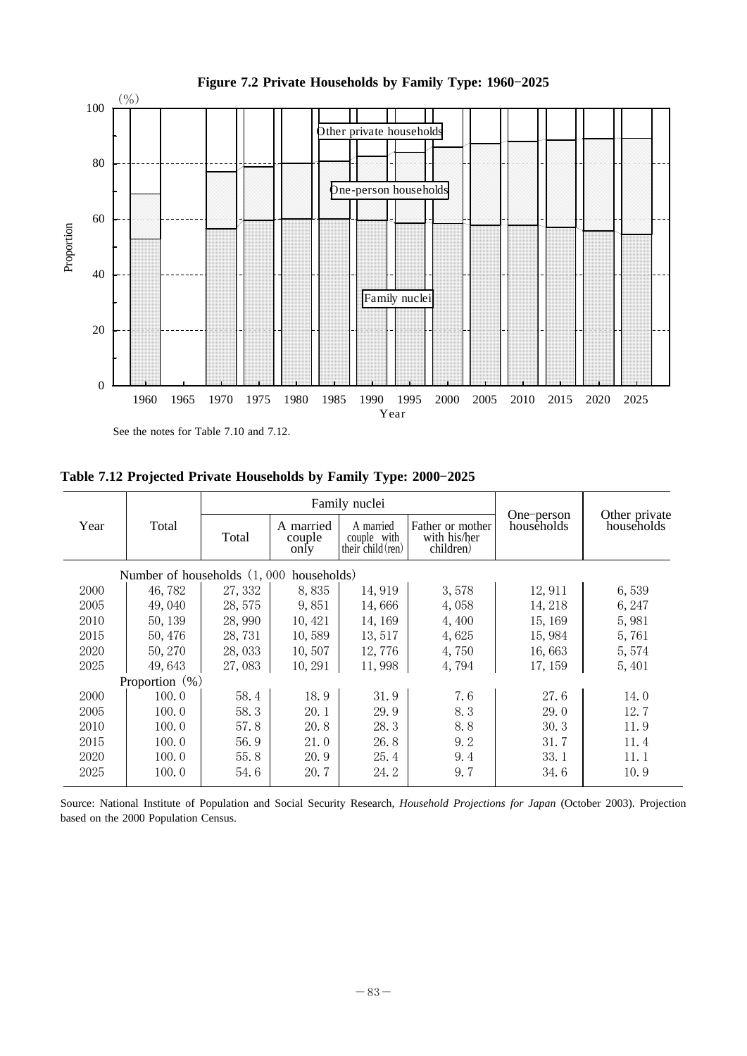**Figure 7.2 Private Households by Family Type: 1960–2025**

(%)

100

80

60

40

20

0

Proportion

Other private households

One-person households

Family nuclei

1960 1965 1970 1975 1980 1985 1990 1995 2000 2005 2010 2015 2020 2025

Year

See the notes for Table 7.10 and 7.12.

**Table 7.12 Projected Private Households by Family Type: 2000–2025**

| Year | Total | Family nuclei | | | | One-person households | Other private households |
|---|---|---|---|---|---|---|---|
| | | Total | A married couple only | A married couple with their child(ren) | Father or mother with his/her children) | | |
| | Number of households (1,000 households) | | | | | | |
| 2000 | 46,782 | 27,332 | 8,835 | 14,919 | 3,578 | 12,911 | 6,539 |
| 2005 | 49,040 | 28,575 | 9,851 | 14,666 | 4,058 | 14,218 | 6,247 |
| 2010 | 50,139 | 28,990 | 10,421 | 14,169 | 4,400 | 15,169 | 5,981 |
| 2015 | 50,476 | 28,731 | 10,589 | 13,517 | 4,625 | 15,984 | 5,761 |
| 2020 | 50,270 | 28,033 | 10,507 | 12,776 | 4,750 | 16,663 | 5,574 |
| 2025 | 49,643 | 27,083 | 10,291 | 11,998 | 4,794 | 17,159 | 5,401 |
| | Proportion (%) | | | | | | |
| 2000 | 100.0 | 58.4 | 18.9 | 31.9 | 7.6 | 27.6 | 14.0 |
| 2005 | 100.0 | 58.3 | 20.1 | 29.9 | 8.3 | 29.0 | 12.7 |
| 2010 | 100.0 | 57.8 | 20.8 | 28.3 | 8.8 | 30.3 | 11.9 |
| 2015 | 100.0 | 56.9 | 21.0 | 26.8 | 9.2 | 31.7 | 11.4 |
| 2020 | 100.0 | 55.8 | 20.9 | 25.4 | 9.4 | 33.1 | 11.1 |
| 2025 | 100.0 | 54.6 | 20.7 | 24.2 | 9.7 | 34.6 | 10.9 |

Source: National Institute of Population and Social Security Research, *Household Projections for Japan* (October 2003). Projection based on the 2000 Population Census.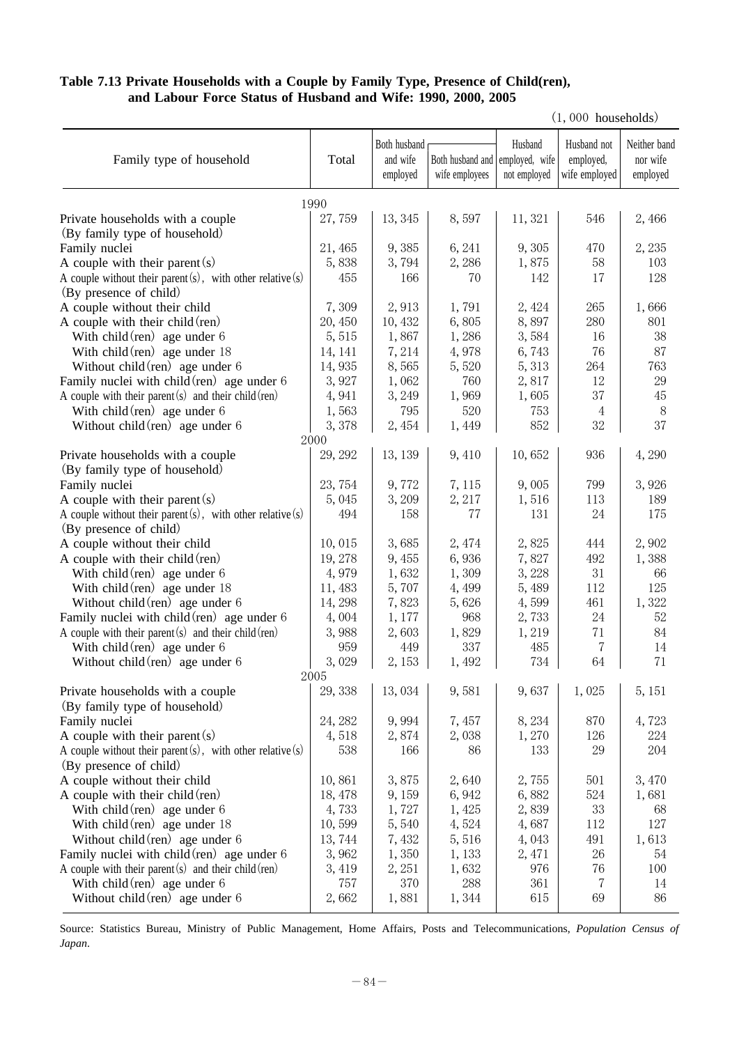**Table 7.13 Private Households with a Couple by Family Type, Presence of Child(ren), and Labour Force Status of Husband and Wife: 1990, 2000, 2005**

(1, 000 households)

| Family type of household | Total | Both husband and wife employed | Both husband and wife employees | Husband employed, wife not employed | Husband not employed, wife employed | Neither band nor wife employed |
|---|---|---|---|---|---|---|
| **1990** | | | | | | |
| Private households with a couple | 27, 759 | 13, 345 | 8, 597 | 11, 321 | 546 | 2, 466 |
| (By family type of household) | | | | | | |
| Family nuclei | 21, 465 | 9, 385 | 6, 241 | 9, 305 | 470 | 2, 235 |
| A couple with their parent(s) | 5, 838 | 3, 794 | 2, 286 | 1, 875 | 58 | 103 |
| A couple without their parent(s), with other relative(s) | 455 | 166 | 70 | 142 | 17 | 128 |
| (By presence of child) | | | | | | |
| A couple without their child | 7, 309 | 2, 913 | 1, 791 | 2, 424 | 265 | 1, 666 |
| A couple with their child(ren) | 20, 450 | 10, 432 | 6, 805 | 8, 897 | 280 | 801 |
| With child(ren) age under 6 | 5, 515 | 1, 867 | 1, 286 | 3, 584 | 16 | 38 |
| With child(ren) age under 18 | 14, 141 | 7, 214 | 4, 978 | 6, 743 | 76 | 87 |
| Without child(ren) age under 6 | 14, 935 | 8, 565 | 5, 520 | 5, 313 | 264 | 763 |
| Family nuclei with child(ren) age under 6 | 3, 927 | 1, 062 | 760 | 2, 817 | 12 | 29 |
| A couple with their parent(s) and their child(ren) | 4, 941 | 3, 249 | 1, 969 | 1, 605 | 37 | 45 |
| With child(ren) age under 6 | 1, 563 | 795 | 520 | 753 | 4 | 8 |
| Without child(ren) age under 6 | 3, 378 | 2, 454 | 1, 449 | 852 | 32 | 37 |
| **2000** | | | | | | |
| Private households with a couple | 29, 292 | 13, 139 | 9, 410 | 10, 652 | 936 | 4, 290 |
| (By family type of household) | | | | | | |
| Family nuclei | 23, 754 | 9, 772 | 7, 115 | 9, 005 | 799 | 3, 926 |
| A couple with their parent(s) | 5, 045 | 3, 209 | 2, 217 | 1, 516 | 113 | 189 |
| A couple without their parent(s), with other relative(s) | 494 | 158 | 77 | 131 | 24 | 175 |
| (By presence of child) | | | | | | |
| A couple without their child | 10, 015 | 3, 685 | 2, 474 | 2, 825 | 444 | 2, 902 |
| A couple with their child(ren) | 19, 278 | 9, 455 | 6, 936 | 7, 827 | 492 | 1, 388 |
| With child(ren) age under 6 | 4, 979 | 1, 632 | 1, 309 | 3, 228 | 31 | 66 |
| With child(ren) age under 18 | 11, 483 | 5, 707 | 4, 499 | 5, 489 | 112 | 125 |
| Without child(ren) age under 6 | 14, 298 | 7, 823 | 5, 626 | 4, 599 | 461 | 1, 322 |
| Family nuclei with child(ren) age under 6 | 4, 004 | 1, 177 | 968 | 2, 733 | 24 | 52 |
| A couple with their parent(s) and their child(ren) | 3, 988 | 2, 603 | 1, 829 | 1, 219 | 71 | 84 |
| With child(ren) age under 6 | 959 | 449 | 337 | 485 | 7 | 14 |
| Without child(ren) age under 6 | 3, 029 | 2, 153 | 1, 492 | 734 | 64 | 71 |
| **2005** | | | | | | |
| Private households with a couple | 29, 338 | 13, 034 | 9, 581 | 9, 637 | 1, 025 | 5, 151 |
| (By family type of household) | | | | | | |
| Family nuclei | 24, 282 | 9, 994 | 7, 457 | 8, 234 | 870 | 4, 723 |
| A couple with their parent(s) | 4, 518 | 2, 874 | 2, 038 | 1, 270 | 126 | 224 |
| A couple without their parent(s), with other relative(s) | 538 | 166 | 86 | 133 | 29 | 204 |
| (By presence of child) | | | | | | |
| A couple without their child | 10, 861 | 3, 875 | 2, 640 | 2, 755 | 501 | 3, 470 |
| A couple with their child(ren) | 18, 478 | 9, 159 | 6, 942 | 6, 882 | 524 | 1, 681 |
| With child(ren) age under 6 | 4, 733 | 1, 727 | 1, 425 | 2, 839 | 33 | 68 |
| With child(ren) age under 18 | 10, 599 | 5, 540 | 4, 524 | 4, 687 | 112 | 127 |
| Without child(ren) age under 6 | 13, 744 | 7, 432 | 5, 516 | 4, 043 | 491 | 1, 613 |
| Family nuclei with child(ren) age under 6 | 3, 962 | 1, 350 | 1, 133 | 2, 471 | 26 | 54 |
| A couple with their parent(s) and their child(ren) | 3, 419 | 2, 251 | 1, 632 | 976 | 76 | 100 |
| With child(ren) age under 6 | 757 | 370 | 288 | 361 | 7 | 14 |
| Without child(ren) age under 6 | 2, 662 | 1, 881 | 1, 344 | 615 | 69 | 86 |

Source: Statistics Bureau, Ministry of Public Management, Home Affairs, Posts and Telecommunications, *Population Census of Japan*.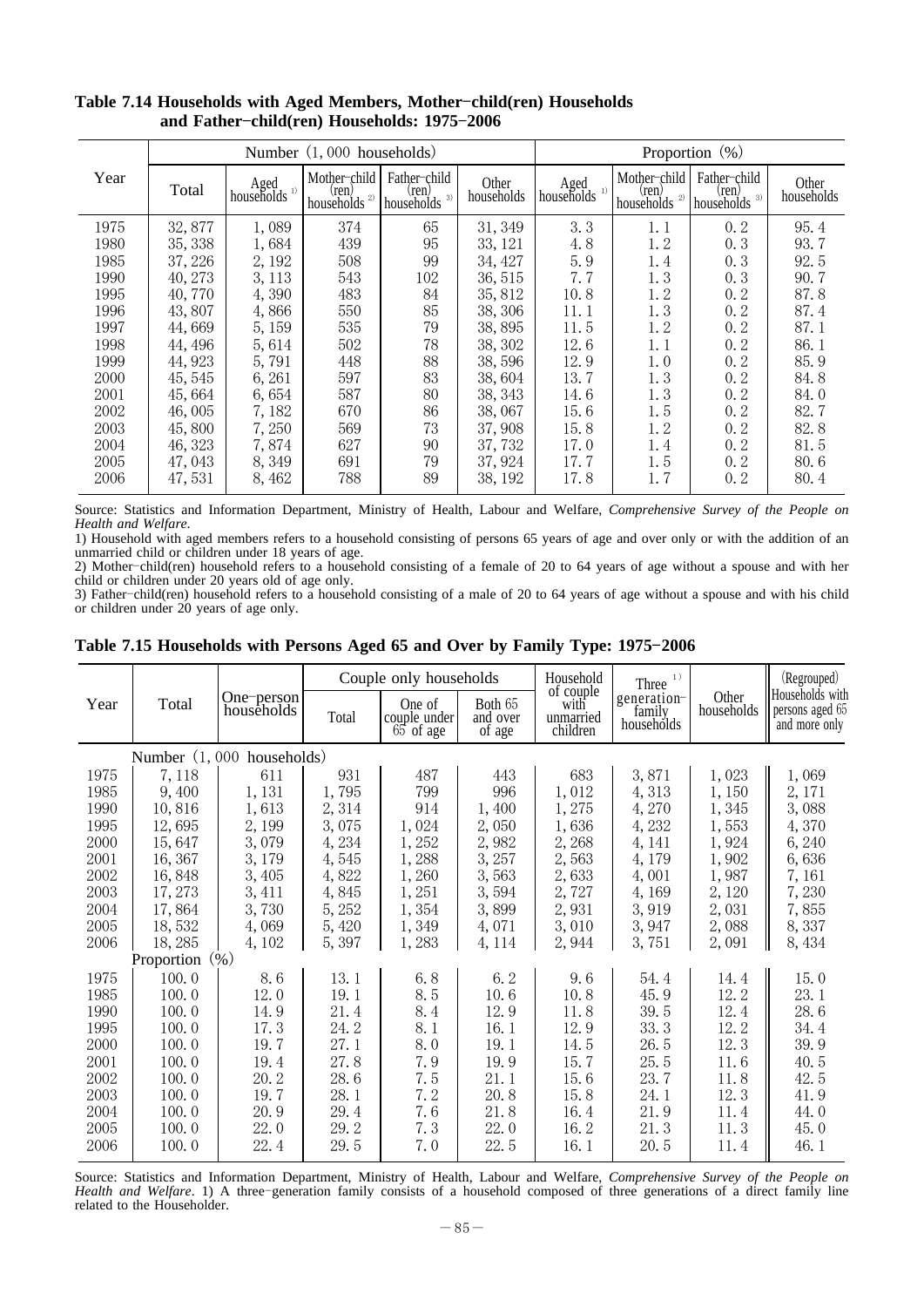**Table 7.14 Households with Aged Members, Mother-child(ren) Households and Father-child(ren) Households: 1975-2006**

| Year | Number (1, 000 households) | | | | | Proportion (%) | | | |
|---|---|---|---|---|---|---|---|---|---|
| | Total | Aged households [1] | Mother-child (ren) households [2] | Father-child (ren) households [3] | Other households | Aged households [1] | Mother-child (ren) households [2] | Father-child (ren) households [3] | Other households |
| 1975 | 32, 877 | 1, 089 | 374 | 65 | 31, 349 | 3. 3 | 1. 1 | 0. 2 | 95. 4 |
| 1980 | 35, 338 | 1, 684 | 439 | 95 | 33, 121 | 4. 8 | 1. 2 | 0. 3 | 93. 7 |
| 1985 | 37, 226 | 2, 192 | 508 | 99 | 34, 427 | 5. 9 | 1. 4 | 0. 3 | 92. 5 |
| 1990 | 40, 273 | 3, 113 | 543 | 102 | 36, 515 | 7. 7 | 1. 3 | 0. 3 | 90. 7 |
| 1995 | 40, 770 | 4, 390 | 483 | 84 | 35, 812 | 10. 8 | 1. 2 | 0. 2 | 87. 8 |
| 1996 | 43, 807 | 4, 866 | 550 | 85 | 38, 306 | 11. 1 | 1. 3 | 0. 2 | 87. 4 |
| 1997 | 44, 669 | 5, 159 | 535 | 79 | 38, 895 | 11. 5 | 1. 2 | 0. 2 | 87. 1 |
| 1998 | 44, 496 | 5, 614 | 502 | 78 | 38, 302 | 12. 6 | 1. 1 | 0. 2 | 86. 1 |
| 1999 | 44, 923 | 5, 791 | 448 | 88 | 38, 596 | 12. 9 | 1. 0 | 0. 2 | 85. 9 |
| 2000 | 45, 545 | 6, 261 | 597 | 83 | 38, 604 | 13. 7 | 1. 3 | 0. 2 | 84. 8 |
| 2001 | 45, 664 | 6, 654 | 587 | 80 | 38, 343 | 14. 6 | 1. 3 | 0. 2 | 84. 0 |
| 2002 | 46, 005 | 7, 182 | 670 | 86 | 38, 067 | 15. 6 | 1. 5 | 0. 2 | 82. 7 |
| 2003 | 45, 800 | 7, 250 | 569 | 73 | 37, 908 | 15. 8 | 1. 2 | 0. 2 | 82. 8 |
| 2004 | 46, 323 | 7, 874 | 627 | 90 | 37, 732 | 17. 0 | 1. 4 | 0. 2 | 81. 5 |
| 2005 | 47, 043 | 8, 349 | 691 | 79 | 37, 924 | 17. 7 | 1. 5 | 0. 2 | 80. 6 |
| 2006 | 47, 531 | 8, 462 | 788 | 89 | 38, 192 | 17. 8 | 1. 7 | 0. 2 | 80. 4 |

Source: Statistics and Information Department, Ministry of Health, Labour and Welfare, *Comprehensive Survey of the People on Health and Welfare*.
1) Household with aged members refers to a household consisting of persons 65 years of age and over only or with the addition of an unmarried child or children under 18 years of age.
2) Mother-child(ren) household refers to a household consisting of a female of 20 to 64 years of age without a spouse and with her child or children under 20 years old of age only.
3) Father-child(ren) household refers to a household consisting of a male of 20 to 64 years of age without a spouse and with his child or children under 20 years of age only.

**Table 7.15 Households with Persons Aged 65 and Over by Family Type: 1975-2006**

| Year | Total | One-person households | Couple only households | | | Household of couple with unmarried children | Three [1] generation-family households | Other households | (Regrouped) Households with persons aged 65 and more only |
|---|---|---|---|---|---|---|---|---|---|
| | | | Total | One of couple under 65 of age | Both 65 and over of age | | | | |
| Number (1, 000 households) | | | | | | | | | |
| 1975 | 7, 118 | 611 | 931 | 487 | 443 | 683 | 3, 871 | 1, 023 | 1, 069 |
| 1985 | 9, 400 | 1, 131 | 1, 795 | 799 | 996 | 1, 012 | 4, 313 | 1, 150 | 2, 171 |
| 1990 | 10, 816 | 1, 613 | 2, 314 | 914 | 1, 400 | 1, 275 | 4, 270 | 1, 345 | 3, 088 |
| 1995 | 12, 695 | 2, 199 | 3, 075 | 1, 024 | 2, 050 | 1, 636 | 4, 232 | 1, 553 | 4, 370 |
| 2000 | 15, 647 | 3, 079 | 4, 234 | 1, 252 | 2, 982 | 2, 268 | 4, 141 | 1, 924 | 6, 240 |
| 2001 | 16, 367 | 3, 179 | 4, 545 | 1, 288 | 3, 257 | 2, 563 | 4, 179 | 1, 902 | 6, 636 |
| 2002 | 16, 848 | 3, 405 | 4, 822 | 1, 260 | 3, 563 | 2, 633 | 4, 001 | 1, 987 | 7, 161 |
| 2003 | 17, 273 | 3, 411 | 4, 845 | 1, 251 | 3, 594 | 2, 727 | 4, 169 | 2, 120 | 7, 230 |
| 2004 | 17, 864 | 3, 730 | 5, 252 | 1, 354 | 3, 899 | 2, 931 | 3, 919 | 2, 031 | 7, 855 |
| 2005 | 18, 532 | 4, 069 | 5, 420 | 1, 349 | 4, 071 | 3, 010 | 3, 947 | 2, 088 | 8, 337 |
| 2006 | 18, 285 | 4, 102 | 5, 397 | 1, 283 | 4, 114 | 2, 944 | 3, 751 | 2, 091 | 8, 434 |
| Proportion (%) | | | | | | | | | |
| 1975 | 100. 0 | 8. 6 | 13. 1 | 6. 8 | 6. 2 | 9. 6 | 54. 4 | 14. 4 | 15. 0 |
| 1985 | 100. 0 | 12. 0 | 19. 1 | 8. 5 | 10. 6 | 10. 8 | 45. 9 | 12. 2 | 23. 1 |
| 1990 | 100. 0 | 14. 9 | 21. 4 | 8. 4 | 12. 9 | 11. 8 | 39. 5 | 12. 4 | 28. 6 |
| 1995 | 100. 0 | 17. 3 | 24. 2 | 8. 1 | 16. 1 | 12. 9 | 33. 3 | 12. 2 | 34. 4 |
| 2000 | 100. 0 | 19. 7 | 27. 1 | 8. 0 | 19. 1 | 14. 5 | 26. 5 | 12. 3 | 39. 9 |
| 2001 | 100. 0 | 19. 4 | 27. 8 | 7. 9 | 19. 9 | 15. 7 | 25. 5 | 11. 6 | 40. 5 |
| 2002 | 100. 0 | 20. 2 | 28. 6 | 7. 5 | 21. 1 | 15. 6 | 23. 7 | 11. 8 | 42. 5 |
| 2003 | 100. 0 | 19. 7 | 28. 1 | 7. 2 | 20. 8 | 15. 8 | 24. 1 | 12. 3 | 41. 9 |
| 2004 | 100. 0 | 20. 9 | 29. 4 | 7. 6 | 21. 8 | 16. 4 | 21. 9 | 11. 4 | 44. 0 |
| 2005 | 100. 0 | 22. 0 | 29. 2 | 7. 3 | 22. 0 | 16. 2 | 21. 3 | 11. 3 | 45. 0 |
| 2006 | 100. 0 | 22. 4 | 29. 5 | 7. 0 | 22. 5 | 16. 1 | 20. 5 | 11. 4 | 46. 1 |

Source: Statistics and Information Department, Ministry of Health, Labour and Welfare, *Comprehensive Survey of the People on Health and Welfare*. 1) A three-generation family consists of a household composed of three generations of a direct family line related to the Householder.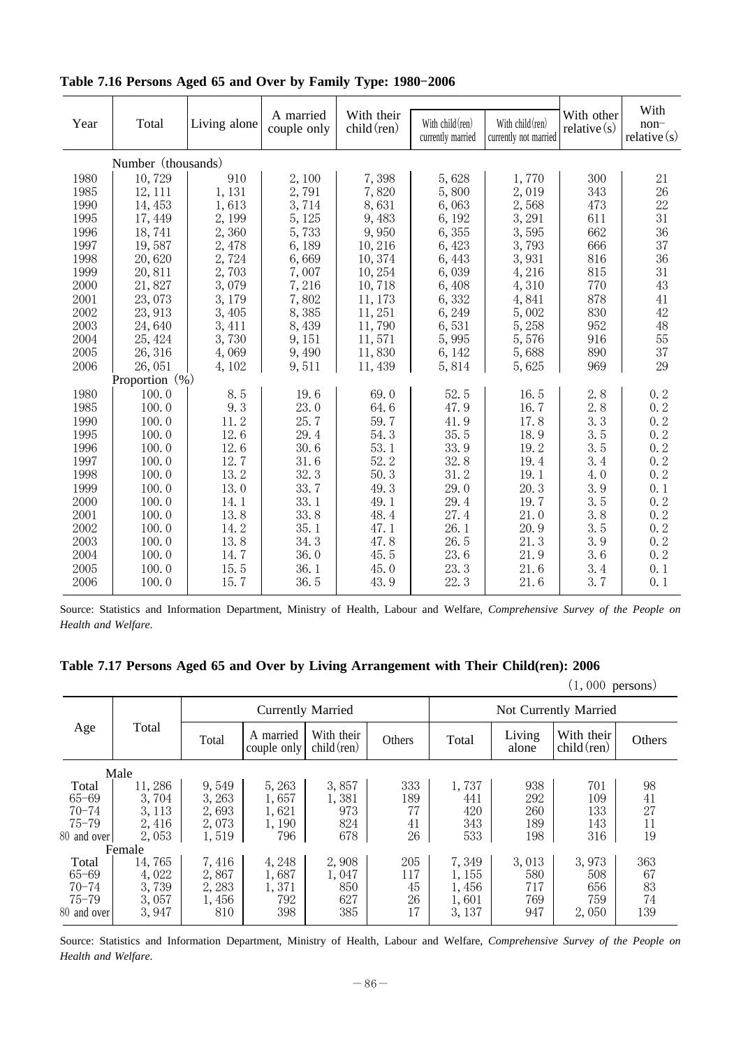**Table 7.16 Persons Aged 65 and Over by Family Type: 1980-2006**

| Year | Total | Living alone | A married couple only | With their child(ren) | With child(ren) currently married | With child(ren) currently not married | With other relative(s) | With non-relative(s) |
|---|---|---|---|---|---|---|---|---|
| | Number (thousands) | | | | | | | |
| 1980 | 10,729 | 910 | 2,100 | 7,398 | 5,628 | 1,770 | 300 | 21 |
| 1985 | 12,111 | 1,131 | 2,791 | 7,820 | 5,800 | 2,019 | 343 | 26 |
| 1990 | 14,453 | 1,613 | 3,714 | 8,631 | 6,063 | 2,568 | 473 | 22 |
| 1995 | 17,449 | 2,199 | 5,125 | 9,483 | 6,192 | 3,291 | 611 | 31 |
| 1996 | 18,741 | 2,360 | 5,733 | 9,950 | 6,355 | 3,595 | 662 | 36 |
| 1997 | 19,587 | 2,478 | 6,189 | 10,216 | 6,423 | 3,793 | 666 | 37 |
| 1998 | 20,620 | 2,724 | 6,669 | 10,374 | 6,443 | 3,931 | 816 | 36 |
| 1999 | 20,811 | 2,703 | 7,007 | 10,254 | 6,039 | 4,216 | 815 | 31 |
| 2000 | 21,827 | 3,079 | 7,216 | 10,718 | 6,408 | 4,310 | 770 | 43 |
| 2001 | 23,073 | 3,179 | 7,802 | 11,173 | 6,332 | 4,841 | 878 | 41 |
| 2002 | 23,913 | 3,405 | 8,385 | 11,251 | 6,249 | 5,002 | 830 | 42 |
| 2003 | 24,640 | 3,411 | 8,439 | 11,790 | 6,531 | 5,258 | 952 | 48 |
| 2004 | 25,424 | 3,730 | 9,151 | 11,571 | 5,995 | 5,576 | 916 | 55 |
| 2005 | 26,316 | 4,069 | 9,490 | 11,830 | 6,142 | 5,688 | 890 | 37 |
| 2006 | 26,051 | 4,102 | 9,511 | 11,439 | 5,814 | 5,625 | 969 | 29 |
| | Proportion (%) | | | | | | | |
| 1980 | 100.0 | 8.5 | 19.6 | 69.0 | 52.5 | 16.5 | 2.8 | 0.2 |
| 1985 | 100.0 | 9.3 | 23.0 | 64.6 | 47.9 | 16.7 | 2.8 | 0.2 |
| 1990 | 100.0 | 11.2 | 25.7 | 59.7 | 41.9 | 17.8 | 3.3 | 0.2 |
| 1995 | 100.0 | 12.6 | 29.4 | 54.3 | 35.5 | 18.9 | 3.5 | 0.2 |
| 1996 | 100.0 | 12.6 | 30.6 | 53.1 | 33.9 | 19.2 | 3.5 | 0.2 |
| 1997 | 100.0 | 12.7 | 31.6 | 52.2 | 32.8 | 19.4 | 3.4 | 0.2 |
| 1998 | 100.0 | 13.2 | 32.3 | 50.3 | 31.2 | 19.1 | 4.0 | 0.2 |
| 1999 | 100.0 | 13.0 | 33.7 | 49.3 | 29.0 | 20.3 | 3.9 | 0.1 |
| 2000 | 100.0 | 14.1 | 33.1 | 49.1 | 29.4 | 19.7 | 3.5 | 0.2 |
| 2001 | 100.0 | 13.8 | 33.8 | 48.4 | 27.4 | 21.0 | 3.8 | 0.2 |
| 2002 | 100.0 | 14.2 | 35.1 | 47.1 | 26.1 | 20.9 | 3.5 | 0.2 |
| 2003 | 100.0 | 13.8 | 34.3 | 47.8 | 26.5 | 21.3 | 3.9 | 0.2 |
| 2004 | 100.0 | 14.7 | 36.0 | 45.5 | 23.6 | 21.9 | 3.6 | 0.2 |
| 2005 | 100.0 | 15.5 | 36.1 | 45.0 | 23.3 | 21.6 | 3.4 | 0.1 |
| 2006 | 100.0 | 15.7 | 36.5 | 43.9 | 22.3 | 21.6 | 3.7 | 0.1 |

Source: Statistics and Information Department, Ministry of Health, Labour and Welfare, *Comprehensive Survey of the People on Health and Welfare.*

**Table 7.17 Persons Aged 65 and Over by Living Arrangement with Their Child(ren): 2006**

(1,000 persons)

| Age | Total | Currently Married | | | | Not Currently Married | | | |
|---|---|---|---|---|---|---|---|---|---|
| | | Total | A married couple only | With their child(ren) | Others | Total | Living alone | With their child(ren) | Others |
| Male | | | | | | | | | |
| Total | 11,286 | 9,549 | 5,263 | 3,857 | 333 | 1,737 | 938 | 701 | 98 |
| 65-69 | 3,704 | 3,263 | 1,657 | 1,381 | 189 | 441 | 292 | 109 | 41 |
| 70-74 | 3,113 | 2,693 | 1,621 | 973 | 77 | 420 | 260 | 133 | 27 |
| 75-79 | 2,416 | 2,073 | 1,190 | 824 | 41 | 343 | 189 | 143 | 11 |
| 80 and over | 2,053 | 1,519 | 796 | 678 | 26 | 533 | 198 | 316 | 19 |
| Female | | | | | | | | | |
| Total | 14,765 | 7,416 | 4,248 | 2,908 | 205 | 7,349 | 3,013 | 3,973 | 363 |
| 65-69 | 4,022 | 2,867 | 1,687 | 1,047 | 117 | 1,155 | 580 | 508 | 67 |
| 70-74 | 3,739 | 2,283 | 1,371 | 850 | 45 | 1,456 | 717 | 656 | 83 |
| 75-79 | 3,057 | 1,456 | 792 | 627 | 26 | 1,601 | 769 | 759 | 74 |
| 80 and over | 3,947 | 810 | 398 | 385 | 17 | 3,137 | 947 | 2,050 | 139 |

Source: Statistics and Information Department, Ministry of Health, Labour and Welfare, *Comprehensive Survey of the People on Health and Welfare.*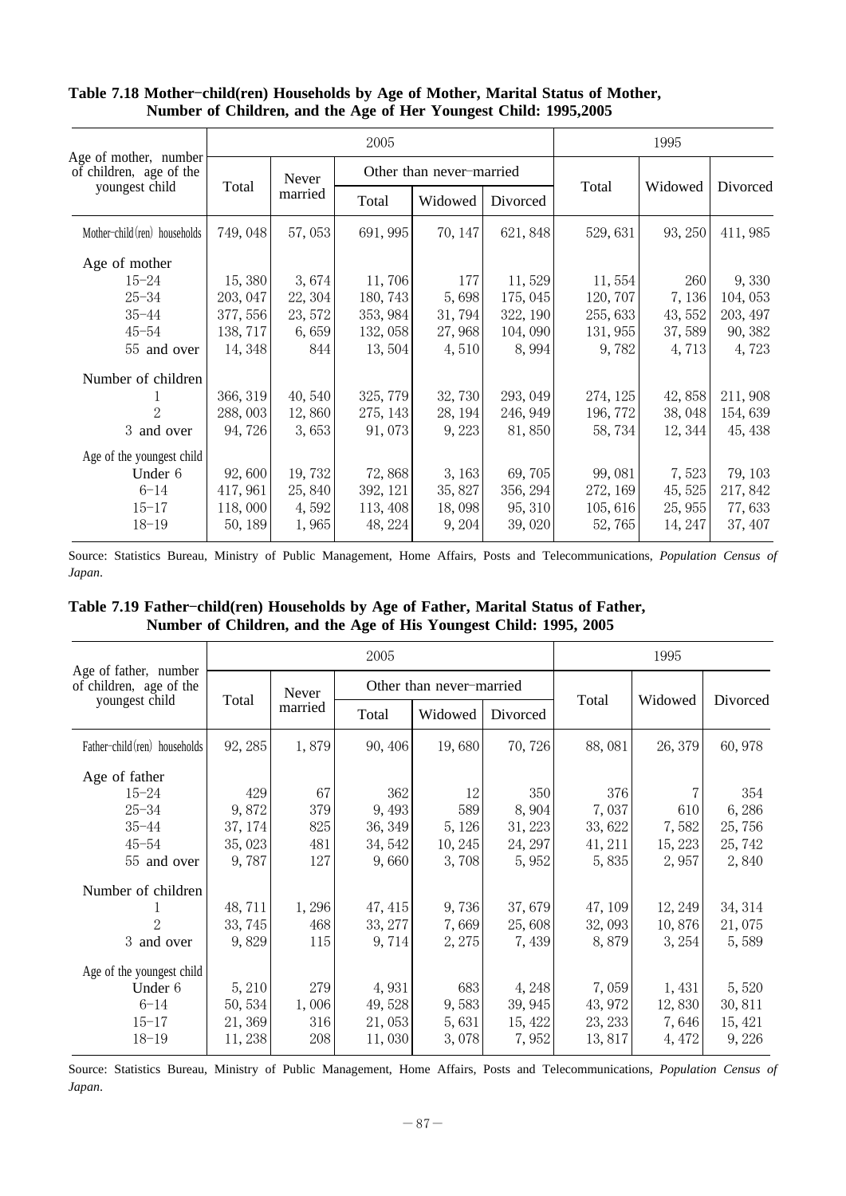**Table 7.18 Mother−child(ren) Households by Age of Mother, Marital Status of Mother, Number of Children, and the Age of Her Youngest Child: 1995,2005**

| Age of mother, number of children, age of the youngest child | 2005 | | | | | 1995 | | |
|---|---|---|---|---|---|---|---|---|
| | Total | Never married | Other than never−married | | | Total | Widowed | Divorced |
| | | | Total | Widowed | Divorced | | | |
| Mother−child(ren) households | 749,048 | 57,053 | 691,995 | 70,147 | 621,848 | 529,631 | 93,250 | 411,985 |
| Age of mother | | | | | | | | |
| 15−24 | 15,380 | 3,674 | 11,706 | 177 | 11,529 | 11,554 | 260 | 9,330 |
| 25−34 | 203,047 | 22,304 | 180,743 | 5,698 | 175,045 | 120,707 | 7,136 | 104,053 |
| 35−44 | 377,556 | 23,572 | 353,984 | 31,794 | 322,190 | 255,633 | 43,552 | 203,497 |
| 45−54 | 138,717 | 6,659 | 132,058 | 27,968 | 104,090 | 131,955 | 37,589 | 90,382 |
| 55 and over | 14,348 | 844 | 13,504 | 4,510 | 8,994 | 9,782 | 4,713 | 4,723 |
| Number of children | | | | | | | | |
| 1 | 366,319 | 40,540 | 325,779 | 32,730 | 293,049 | 274,125 | 42,858 | 211,908 |
| 2 | 288,003 | 12,860 | 275,143 | 28,194 | 246,949 | 196,772 | 38,048 | 154,639 |
| 3 and over | 94,726 | 3,653 | 91,073 | 9,223 | 81,850 | 58,734 | 12,344 | 45,438 |
| Age of the youngest child | | | | | | | | |
| Under 6 | 92,600 | 19,732 | 72,868 | 3,163 | 69,705 | 99,081 | 7,523 | 79,103 |
| 6−14 | 417,961 | 25,840 | 392,121 | 35,827 | 356,294 | 272,169 | 45,525 | 217,842 |
| 15−17 | 118,000 | 4,592 | 113,408 | 18,098 | 95,310 | 105,616 | 25,955 | 77,633 |
| 18−19 | 50,189 | 1,965 | 48,224 | 9,204 | 39,020 | 52,765 | 14,247 | 37,407 |

Source: Statistics Bureau, Ministry of Public Management, Home Affairs, Posts and Telecommunications, *Population Census of Japan*.

**Table 7.19 Father−child(ren) Households by Age of Father, Marital Status of Father, Number of Children, and the Age of His Youngest Child: 1995, 2005**

| Age of father, number of children, age of the youngest child | 2005 | | | | | 1995 | | |
|---|---|---|---|---|---|---|---|---|
| | Total | Never married | Other than never−married | | | Total | Widowed | Divorced |
| | | | Total | Widowed | Divorced | | | |
| Father−child(ren) households | 92,285 | 1,879 | 90,406 | 19,680 | 70,726 | 88,081 | 26,379 | 60,978 |
| Age of father | | | | | | | | |
| 15−24 | 429 | 67 | 362 | 12 | 350 | 376 | 7 | 354 |
| 25−34 | 9,872 | 379 | 9,493 | 589 | 8,904 | 7,037 | 610 | 6,286 |
| 35−44 | 37,174 | 825 | 36,349 | 5,126 | 31,223 | 33,622 | 7,582 | 25,756 |
| 45−54 | 35,023 | 481 | 34,542 | 10,245 | 24,297 | 41,211 | 15,223 | 25,742 |
| 55 and over | 9,787 | 127 | 9,660 | 3,708 | 5,952 | 5,835 | 2,957 | 2,840 |
| Number of children | | | | | | | | |
| 1 | 48,711 | 1,296 | 47,415 | 9,736 | 37,679 | 47,109 | 12,249 | 34,314 |
| 2 | 33,745 | 468 | 33,277 | 7,669 | 25,608 | 32,093 | 10,876 | 21,075 |
| 3 and over | 9,829 | 115 | 9,714 | 2,275 | 7,439 | 8,879 | 3,254 | 5,589 |
| Age of the youngest child | | | | | | | | |
| Under 6 | 5,210 | 279 | 4,931 | 683 | 4,248 | 7,059 | 1,431 | 5,520 |
| 6−14 | 50,534 | 1,006 | 49,528 | 9,583 | 39,945 | 43,972 | 12,830 | 30,811 |
| 15−17 | 21,369 | 316 | 21,053 | 5,631 | 15,422 | 23,233 | 7,646 | 15,421 |
| 18−19 | 11,238 | 208 | 11,030 | 3,078 | 7,952 | 13,817 | 4,472 | 9,226 |

Source: Statistics Bureau, Ministry of Public Management, Home Affairs, Posts and Telecommunications, *Population Census of Japan*.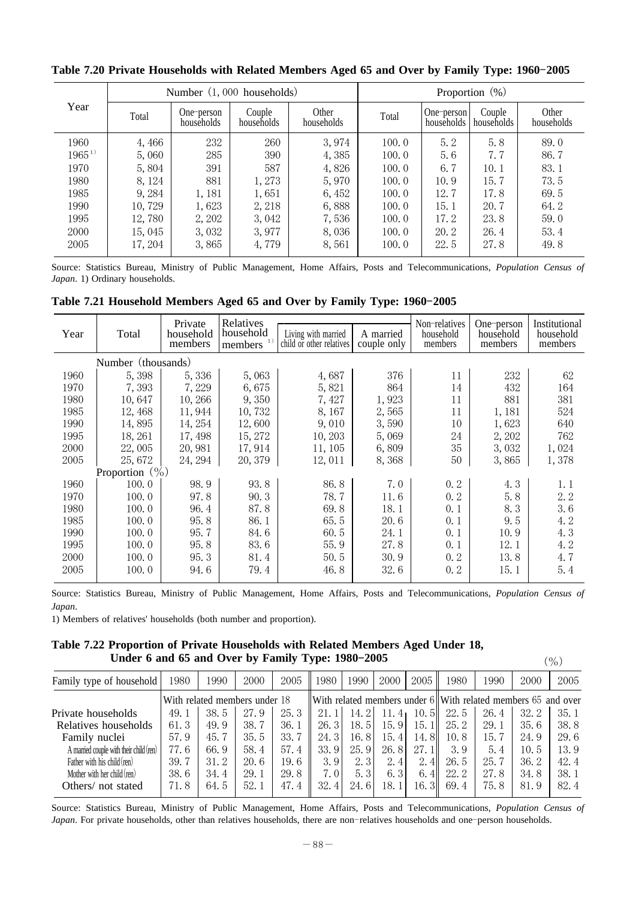**Table 7.20 Private Households with Related Members Aged 65 and Over by Family Type: 1960-2005**

| Year | Number (1,000 households) | | | | Proportion (%) | | | |
|---|---|---|---|---|---|---|---|---|
| | Total | One-person households | Couple households | Other households | Total | One-person households | Couple households | Other households |
| 1960 | 4,466 | 232 | 260 | 3,974 | 100.0 | 5.2 | 5.8 | 89.0 |
| 1965 [1] | 5,060 | 285 | 390 | 4,385 | 100.0 | 5.6 | 7.7 | 86.7 |
| 1970 | 5,804 | 391 | 587 | 4,826 | 100.0 | 6.7 | 10.1 | 83.1 |
| 1980 | 8,124 | 881 | 1,273 | 5,970 | 100.0 | 10.9 | 15.7 | 73.5 |
| 1985 | 9,284 | 1,181 | 1,651 | 6,452 | 100.0 | 12.7 | 17.8 | 69.5 |
| 1990 | 10,729 | 1,623 | 2,218 | 6,888 | 100.0 | 15.1 | 20.7 | 64.2 |
| 1995 | 12,780 | 2,202 | 3,042 | 7,536 | 100.0 | 17.2 | 23.8 | 59.0 |
| 2000 | 15,045 | 3,032 | 3,977 | 8,036 | 100.0 | 20.2 | 26.4 | 53.4 |
| 2005 | 17,204 | 3,865 | 4,779 | 8,561 | 100.0 | 22.5 | 27.8 | 49.8 |

Source: Statistics Bureau, Ministry of Public Management, Home Affairs, Posts and Telecommunications, *Population Census of Japan*. 1) Ordinary households.

**Table 7.21 Household Members Aged 65 and Over by Family Type: 1960-2005**

| Year | Total | Private household members | Relatives household members [1] | Living with married child or other relatives | A married couple only | Non-relatives household members | One-person household members | Institutional household members |
|---|---|---|---|---|---|---|---|---|
| | Number (thousands) | | | | | | | |
| 1960 | 5,398 | 5,336 | 5,063 | 4,687 | 376 | 11 | 232 | 62 |
| 1970 | 7,393 | 7,229 | 6,675 | 5,821 | 864 | 14 | 432 | 164 |
| 1980 | 10,647 | 10,266 | 9,350 | 7,427 | 1,923 | 11 | 881 | 381 |
| 1985 | 12,468 | 11,944 | 10,732 | 8,167 | 2,565 | 11 | 1,181 | 524 |
| 1990 | 14,895 | 14,254 | 12,600 | 9,010 | 3,590 | 10 | 1,623 | 640 |
| 1995 | 18,261 | 17,498 | 15,272 | 10,203 | 5,069 | 24 | 2,202 | 762 |
| 2000 | 22,005 | 20,981 | 17,914 | 11,105 | 6,809 | 35 | 3,032 | 1,024 |
| 2005 | 25,672 | 24,294 | 20,379 | 12,011 | 8,368 | 50 | 3,865 | 1,378 |
| | Proportion (%) | | | | | | | |
| 1960 | 100.0 | 98.9 | 93.8 | 86.8 | 7.0 | 0.2 | 4.3 | 1.1 |
| 1970 | 100.0 | 97.8 | 90.3 | 78.7 | 11.6 | 0.2 | 5.8 | 2.2 |
| 1980 | 100.0 | 96.4 | 87.8 | 69.8 | 18.1 | 0.1 | 8.3 | 3.6 |
| 1985 | 100.0 | 95.8 | 86.1 | 65.5 | 20.6 | 0.1 | 9.5 | 4.2 |
| 1990 | 100.0 | 95.7 | 84.6 | 60.5 | 24.1 | 0.1 | 10.9 | 4.3 |
| 1995 | 100.0 | 95.8 | 83.6 | 55.9 | 27.8 | 0.1 | 12.1 | 4.2 |
| 2000 | 100.0 | 95.3 | 81.4 | 50.5 | 30.9 | 0.2 | 13.8 | 4.7 |
| 2005 | 100.0 | 94.6 | 79.4 | 46.8 | 32.6 | 0.2 | 15.1 | 5.4 |

Source: Statistics Bureau, Ministry of Public Management, Home Affairs, Posts and Telecommunications, *Population Census of Japan*.

1) Members of relatives' households (both number and proportion).

**Table 7.22 Proportion of Private Households with Related Members Aged Under 18, Under 6 and 65 and Over by Family Type: 1980-2005**

(%)

| Family type of household | 1980 | 1990 | 2000 | 2005 | 1980 | 1990 | 2000 | 2005 | 1980 | 1990 | 2000 | 2005 |
|---|---|---|---|---|---|---|---|---|---|---|---|---|
| | With related members under 18 | | | | With related members under 6 | | | | With related members 65 and over | | | |
| Private households | 49.1 | 38.5 | 27.9 | 25.3 | 21.1 | 14.2 | 11.4 | 10.5 | 22.5 | 26.4 | 32.2 | 35.1 |
| Relatives households | 61.3 | 49.9 | 38.7 | 36.1 | 26.3 | 18.5 | 15.9 | 15.1 | 25.2 | 29.1 | 35.6 | 38.8 |
| Family nuclei | 57.9 | 45.7 | 35.5 | 33.7 | 24.3 | 16.8 | 15.4 | 14.8 | 10.8 | 15.7 | 24.9 | 29.6 |
| A married couple with their child(ren) | 77.6 | 66.9 | 58.4 | 57.4 | 33.9 | 25.9 | 26.8 | 27.1 | 3.9 | 5.4 | 10.5 | 13.9 |
| Father with his child(ren) | 39.7 | 31.2 | 20.6 | 19.6 | 3.9 | 2.3 | 2.4 | 2.4 | 26.5 | 25.7 | 36.2 | 42.4 |
| Mother with her child(ren) | 38.6 | 34.4 | 29.1 | 29.8 | 7.0 | 5.3 | 6.3 | 6.4 | 22.2 | 27.8 | 34.8 | 38.1 |
| Others/ not stated | 71.8 | 64.5 | 52.1 | 47.4 | 32.4 | 24.6 | 18.1 | 16.3 | 69.4 | 75.8 | 81.9 | 82.4 |

Source: Statistics Bureau, Ministry of Public Management, Home Affairs, Posts and Telecommunications, *Population Census of Japan*. For private households, other than relatives households, there are non-relatives households and one-person households.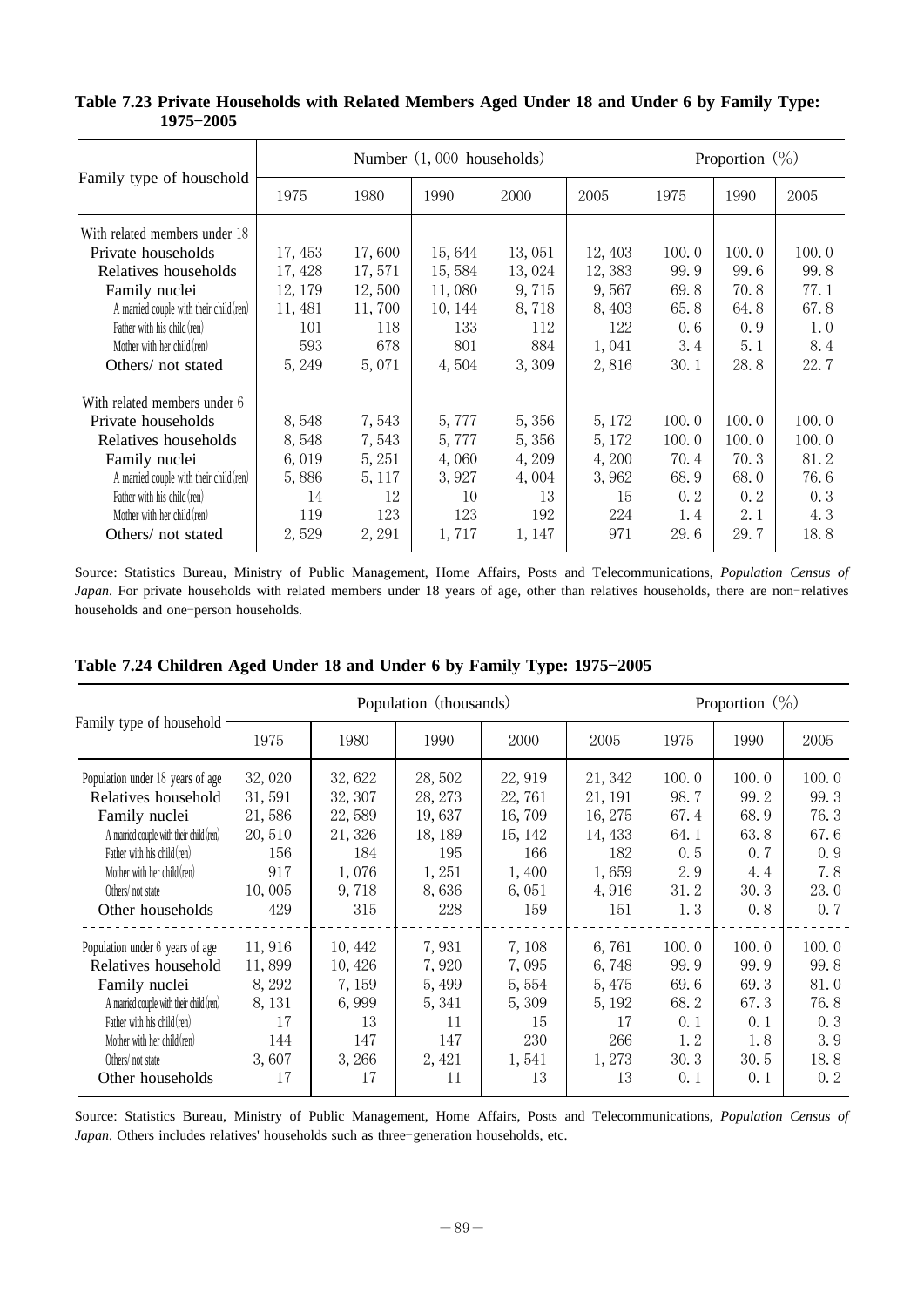**Table 7.23 Private Households with Related Members Aged Under 18 and Under 6 by Family Type: 1975–2005**

| Family type of household | Number (1,000 households) | | | | | Proportion (%) | | |
|---|---|---|---|---|---|---|---|---|
| | 1975 | 1980 | 1990 | 2000 | 2005 | 1975 | 1990 | 2005 |
| With related members under 18 | | | | | | | | |
| Private households | 17,453 | 17,600 | 15,644 | 13,051 | 12,403 | 100.0 | 100.0 | 100.0 |
| Relatives households | 17,428 | 17,571 | 15,584 | 13,024 | 12,383 | 99.9 | 99.6 | 99.8 |
| Family nuclei | 12,179 | 12,500 | 11,080 | 9,715 | 9,567 | 69.8 | 70.8 | 77.1 |
| A married couple with their child(ren) | 11,481 | 11,700 | 10,144 | 8,718 | 8,403 | 65.8 | 64.8 | 67.8 |
| Father with his child(ren) | 101 | 118 | 133 | 112 | 122 | 0.6 | 0.9 | 1.0 |
| Mother with her child(ren) | 593 | 678 | 801 | 884 | 1,041 | 3.4 | 5.1 | 8.4 |
| Others/ not stated | 5,249 | 5,071 | 4,504 | 3,309 | 2,816 | 30.1 | 28.8 | 22.7 |
| With related members under 6 | | | | | | | | |
| Private households | 8,548 | 7,543 | 5,777 | 5,356 | 5,172 | 100.0 | 100.0 | 100.0 |
| Relatives households | 8,548 | 7,543 | 5,777 | 5,356 | 5,172 | 100.0 | 100.0 | 100.0 |
| Family nuclei | 6,019 | 5,251 | 4,060 | 4,209 | 4,200 | 70.4 | 70.3 | 81.2 |
| A married couple with their child(ren) | 5,886 | 5,117 | 3,927 | 4,004 | 3,962 | 68.9 | 68.0 | 76.6 |
| Father with his child(ren) | 14 | 12 | 10 | 13 | 15 | 0.2 | 0.2 | 0.3 |
| Mother with her child(ren) | 119 | 123 | 123 | 192 | 224 | 1.4 | 2.1 | 4.3 |
| Others/ not stated | 2,529 | 2,291 | 1,717 | 1,147 | 971 | 29.6 | 29.7 | 18.8 |

Source: Statistics Bureau, Ministry of Public Management, Home Affairs, Posts and Telecommunications, *Population Census of Japan*. For private households with related members under 18 years of age, other than relatives households, there are non-relatives households and one-person households.

**Table 7.24 Children Aged Under 18 and Under 6 by Family Type: 1975–2005**

| Family type of household | Population (thousands) | | | | | Proportion (%) | | |
|---|---|---|---|---|---|---|---|---|
| | 1975 | 1980 | 1990 | 2000 | 2005 | 1975 | 1990 | 2005 |
| Population under 18 years of age | 32,020 | 32,622 | 28,502 | 22,919 | 21,342 | 100.0 | 100.0 | 100.0 |
| Relatives household | 31,591 | 32,307 | 28,273 | 22,761 | 21,191 | 98.7 | 99.2 | 99.3 |
| Family nuclei | 21,586 | 22,589 | 19,637 | 16,709 | 16,275 | 67.4 | 68.9 | 76.3 |
| A married couple with their child(ren) | 20,510 | 21,326 | 18,189 | 15,142 | 14,433 | 64.1 | 63.8 | 67.6 |
| Father with his child(ren) | 156 | 184 | 195 | 166 | 182 | 0.5 | 0.7 | 0.9 |
| Mother with her child(ren) | 917 | 1,076 | 1,251 | 1,400 | 1,659 | 2.9 | 4.4 | 7.8 |
| Others/ not state | 10,005 | 9,718 | 8,636 | 6,051 | 4,916 | 31.2 | 30.3 | 23.0 |
| Other households | 429 | 315 | 228 | 159 | 151 | 1.3 | 0.8 | 0.7 |
| Population under 6 years of age | 11,916 | 10,442 | 7,931 | 7,108 | 6,761 | 100.0 | 100.0 | 100.0 |
| Relatives household | 11,899 | 10,426 | 7,920 | 7,095 | 6,748 | 99.9 | 99.9 | 99.8 |
| Family nuclei | 8,292 | 7,159 | 5,499 | 5,554 | 5,475 | 69.6 | 69.3 | 81.0 |
| A married couple with their child(ren) | 8,131 | 6,999 | 5,341 | 5,309 | 5,192 | 68.2 | 67.3 | 76.8 |
| Father with his child(ren) | 17 | 13 | 11 | 15 | 17 | 0.1 | 0.1 | 0.3 |
| Mother with her child(ren) | 144 | 147 | 147 | 230 | 266 | 1.2 | 1.8 | 3.9 |
| Others/ not state | 3,607 | 3,266 | 2,421 | 1,541 | 1,273 | 30.3 | 30.5 | 18.8 |
| Other households | 17 | 17 | 11 | 13 | 13 | 0.1 | 0.1 | 0.2 |

Source: Statistics Bureau, Ministry of Public Management, Home Affairs, Posts and Telecommunications, *Population Census of Japan*. Others includes relatives' households such as three-generation households, etc.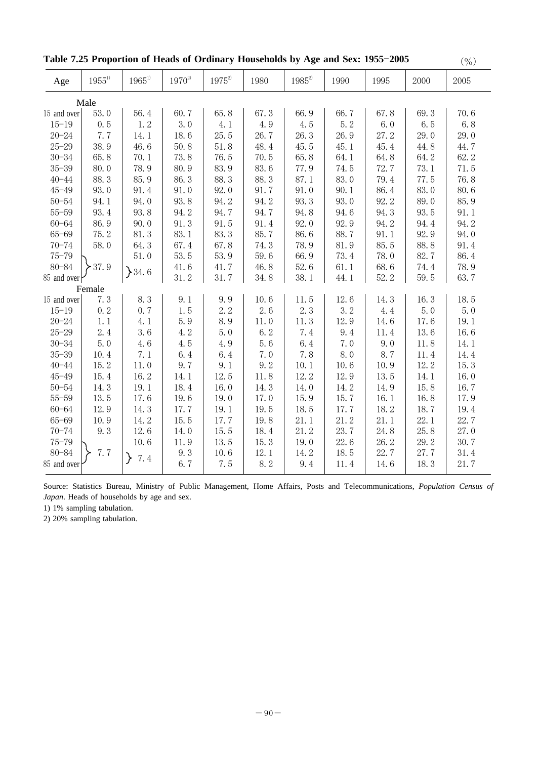**Table 7.25 Proportion of Heads of Ordinary Households by Age and Sex: 1955-2005**

(%)

| Age | 1955[1] | 1965[1] | 1970[2] | 1975[2] | 1980 | 1985[2] | 1990 | 1995 | 2000 | 2005 |
|---|---|---|---|---|---|---|---|---|---|---|
| Male | | | | | | | | | | |
| 15 and over | 53.0 | 56.4 | 60.7 | 65.8 | 67.3 | 66.9 | 66.7 | 67.8 | 69.3 | 70.6 |
| 15-19 | 0.5 | 1.2 | 3.0 | 4.1 | 4.9 | 4.5 | 5.2 | 6.0 | 6.5 | 6.8 |
| 20-24 | 7.7 | 14.1 | 18.6 | 25.5 | 26.7 | 26.3 | 26.9 | 27.2 | 29.0 | 29.0 |
| 25-29 | 38.9 | 46.6 | 50.8 | 51.8 | 48.4 | 45.5 | 45.1 | 45.4 | 44.8 | 44.7 |
| 30-34 | 65.8 | 70.1 | 73.8 | 76.5 | 70.5 | 65.8 | 64.1 | 64.8 | 64.2 | 62.2 |
| 35-39 | 80.0 | 78.9 | 80.9 | 83.9 | 83.6 | 77.9 | 74.5 | 72.7 | 73.1 | 71.5 |
| 40-44 | 88.3 | 85.9 | 86.3 | 88.3 | 88.3 | 87.1 | 83.0 | 79.4 | 77.5 | 76.8 |
| 45-49 | 93.0 | 91.4 | 91.0 | 92.0 | 91.7 | 91.0 | 90.1 | 86.4 | 83.0 | 80.6 |
| 50-54 | 94.1 | 94.0 | 93.8 | 94.2 | 94.2 | 93.3 | 93.0 | 92.2 | 89.0 | 85.9 |
| 55-59 | 93.4 | 93.8 | 94.2 | 94.7 | 94.7 | 94.8 | 94.6 | 94.3 | 93.5 | 91.1 |
| 60-64 | 86.9 | 90.0 | 91.3 | 91.5 | 91.4 | 92.0 | 92.9 | 94.2 | 94.4 | 94.2 |
| 65-69 | 75.2 | 81.3 | 83.1 | 83.3 | 85.7 | 86.6 | 88.7 | 91.1 | 92.9 | 94.0 |
| 70-74 | 58.0 | 64.3 | 67.4 | 67.8 | 74.3 | 78.9 | 81.9 | 85.5 | 88.8 | 91.4 |
| 75-79 | 37.9 (75 and over) | 51.0 | 53.5 | 53.9 | 59.6 | 66.9 | 73.4 | 78.0 | 82.7 | 86.4 |
| 80-84 | | 34.6 (80 and over) | 41.6 | 41.7 | 46.8 | 52.6 | 61.1 | 68.6 | 74.4 | 78.9 |
| 85 and over | | | 31.2 | 31.7 | 34.8 | 38.1 | 44.1 | 52.2 | 59.5 | 63.7 |
| Female | | | | | | | | | | |
| 15 and over | 7.3 | 8.3 | 9.1 | 9.9 | 10.6 | 11.5 | 12.6 | 14.3 | 16.3 | 18.5 |
| 15-19 | 0.2 | 0.7 | 1.5 | 2.2 | 2.6 | 2.3 | 3.2 | 4.4 | 5.0 | 5.0 |
| 20-24 | 1.1 | 4.1 | 5.9 | 8.9 | 11.0 | 11.3 | 12.9 | 14.6 | 17.6 | 19.1 |
| 25-29 | 2.4 | 3.6 | 4.2 | 5.0 | 6.2 | 7.4 | 9.4 | 11.4 | 13.6 | 16.6 |
| 30-34 | 5.0 | 4.6 | 4.5 | 4.9 | 5.6 | 6.4 | 7.0 | 9.0 | 11.8 | 14.1 |
| 35-39 | 10.4 | 7.1 | 6.4 | 6.4 | 7.0 | 7.8 | 8.0 | 8.7 | 11.4 | 14.4 |
| 40-44 | 15.2 | 11.0 | 9.7 | 9.1 | 9.2 | 10.1 | 10.6 | 10.9 | 12.2 | 15.3 |
| 45-49 | 15.4 | 16.2 | 14.1 | 12.5 | 11.8 | 12.2 | 12.9 | 13.5 | 14.1 | 16.0 |
| 50-54 | 14.3 | 19.1 | 18.4 | 16.0 | 14.3 | 14.0 | 14.2 | 14.9 | 15.8 | 16.7 |
| 55-59 | 13.5 | 17.6 | 19.6 | 19.0 | 17.0 | 15.9 | 15.7 | 16.1 | 16.8 | 17.9 |
| 60-64 | 12.9 | 14.3 | 17.7 | 19.1 | 19.5 | 18.5 | 17.7 | 18.2 | 18.7 | 19.4 |
| 65-69 | 10.9 | 14.2 | 15.5 | 17.7 | 19.8 | 21.1 | 21.2 | 21.1 | 22.1 | 22.7 |
| 70-74 | 9.3 | 12.6 | 14.0 | 15.5 | 18.4 | 21.2 | 23.7 | 24.8 | 25.8 | 27.0 |
| 75-79 | 7.7 (75 and over) | 10.6 | 11.9 | 13.5 | 15.3 | 19.0 | 22.6 | 26.2 | 29.2 | 30.7 |
| 80-84 | | 7.4 (80 and over) | 9.3 | 10.6 | 12.1 | 14.2 | 18.5 | 22.7 | 27.7 | 31.4 |
| 85 and over | | | 6.7 | 7.5 | 8.2 | 9.4 | 11.4 | 14.6 | 18.3 | 21.7 |

Source: Statistics Bureau, Ministry of Public Management, Home Affairs, Posts and Telecommunications, *Population Census of Japan*. Heads of households by age and sex.

1) 1% sampling tabulation.

2) 20% sampling tabulation.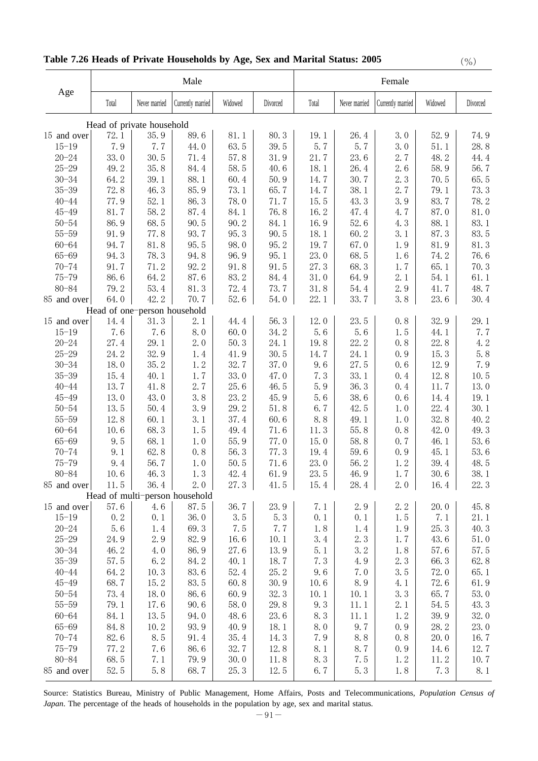**Table 7.26 Heads of Private Households by Age, Sex and Marital Status: 2005**

(%)

| Age | Male | | | | | Female | | | | |
|---|---|---|---|---|---|---|---|---|---|---|
| | Total | Never married | Currently married | Widowed | Divorced | Total | Never married | Currently married | Widowed | Divorced |
| **Head of private household** | | | | | | | | | | |
| 15 and over | 72.1 | 35.9 | 89.6 | 81.1 | 80.3 | 19.1 | 26.4 | 3.0 | 52.9 | 74.9 |
| 15−19 | 7.9 | 7.7 | 44.0 | 63.5 | 39.5 | 5.7 | 5.7 | 3.0 | 51.1 | 28.8 |
| 20−24 | 33.0 | 30.5 | 71.4 | 57.8 | 31.9 | 21.7 | 23.6 | 2.7 | 48.2 | 44.4 |
| 25−29 | 49.2 | 35.8 | 84.4 | 58.5 | 40.6 | 18.1 | 26.4 | 2.6 | 58.9 | 56.7 |
| 30−34 | 64.2 | 39.1 | 88.1 | 60.4 | 50.9 | 14.7 | 30.7 | 2.3 | 70.5 | 65.5 |
| 35−39 | 72.8 | 46.3 | 85.9 | 73.1 | 65.7 | 14.7 | 38.1 | 2.7 | 79.1 | 73.3 |
| 40−44 | 77.9 | 52.1 | 86.3 | 78.0 | 71.7 | 15.5 | 43.3 | 3.9 | 83.7 | 78.2 |
| 45−49 | 81.7 | 58.2 | 87.4 | 84.1 | 76.8 | 16.2 | 47.4 | 4.7 | 87.0 | 81.0 |
| 50−54 | 86.9 | 68.5 | 90.5 | 90.2 | 84.1 | 16.9 | 52.6 | 4.3 | 88.1 | 83.1 |
| 55−59 | 91.9 | 77.8 | 93.7 | 95.3 | 90.5 | 18.1 | 60.2 | 3.1 | 87.3 | 83.5 |
| 60−64 | 94.7 | 81.8 | 95.5 | 98.0 | 95.2 | 19.7 | 67.0 | 1.9 | 81.9 | 81.3 |
| 65−69 | 94.3 | 78.3 | 94.8 | 96.9 | 95.1 | 23.0 | 68.5 | 1.6 | 74.2 | 76.6 |
| 70−74 | 91.7 | 71.2 | 92.2 | 91.8 | 91.5 | 27.3 | 68.3 | 1.7 | 65.1 | 70.3 |
| 75−79 | 86.6 | 64.2 | 87.6 | 83.2 | 84.4 | 31.0 | 64.9 | 2.1 | 54.1 | 61.1 |
| 80−84 | 79.2 | 53.4 | 81.3 | 72.4 | 73.7 | 31.8 | 54.4 | 2.9 | 41.7 | 48.7 |
| 85 and over | 64.0 | 42.2 | 70.7 | 52.6 | 54.0 | 22.1 | 33.7 | 3.8 | 23.6 | 30.4 |
| **Head of one−person household** | | | | | | | | | | |
| 15 and over | 14.4 | 31.3 | 2.1 | 44.4 | 56.3 | 12.0 | 23.5 | 0.8 | 32.9 | 29.1 |
| 15−19 | 7.6 | 7.6 | 8.0 | 60.0 | 34.2 | 5.6 | 5.6 | 1.5 | 44.1 | 7.7 |
| 20−24 | 27.4 | 29.1 | 2.0 | 50.3 | 24.1 | 19.8 | 22.2 | 0.8 | 22.8 | 4.2 |
| 25−29 | 24.2 | 32.9 | 1.4 | 41.9 | 30.5 | 14.7 | 24.1 | 0.9 | 15.3 | 5.8 |
| 30−34 | 18.0 | 35.2 | 1.2 | 32.7 | 37.0 | 9.6 | 27.5 | 0.6 | 12.9 | 7.9 |
| 35−39 | 15.4 | 40.1 | 1.7 | 33.0 | 47.0 | 7.3 | 33.1 | 0.4 | 12.8 | 10.5 |
| 40−44 | 13.7 | 41.8 | 2.7 | 25.6 | 46.5 | 5.9 | 36.3 | 0.4 | 11.7 | 13.0 |
| 45−49 | 13.0 | 43.0 | 3.8 | 23.2 | 45.9 | 5.6 | 38.6 | 0.6 | 14.4 | 19.1 |
| 50−54 | 13.5 | 50.4 | 3.9 | 29.2 | 51.8 | 6.7 | 42.5 | 1.0 | 22.4 | 30.1 |
| 55−59 | 12.8 | 60.1 | 3.1 | 37.4 | 60.6 | 8.8 | 49.1 | 1.0 | 32.8 | 40.2 |
| 60−64 | 10.6 | 68.3 | 1.5 | 49.4 | 71.6 | 11.3 | 55.8 | 0.8 | 42.0 | 49.3 |
| 65−69 | 9.5 | 68.1 | 1.0 | 55.9 | 77.0 | 15.0 | 58.8 | 0.7 | 46.1 | 53.6 |
| 70−74 | 9.1 | 62.8 | 0.8 | 56.3 | 77.3 | 19.4 | 59.6 | 0.9 | 45.1 | 53.6 |
| 75−79 | 9.4 | 56.7 | 1.0 | 50.5 | 71.6 | 23.0 | 56.2 | 1.2 | 39.4 | 48.5 |
| 80−84 | 10.6 | 46.3 | 1.3 | 42.4 | 61.9 | 23.5 | 46.9 | 1.7 | 30.6 | 38.1 |
| 85 and over | 11.5 | 36.4 | 2.0 | 27.3 | 41.5 | 15.4 | 28.4 | 2.0 | 16.4 | 22.3 |
| **Head of multi−person household** | | | | | | | | | | |
| 15 and over | 57.6 | 4.6 | 87.5 | 36.7 | 23.9 | 7.1 | 2.9 | 2.2 | 20.0 | 45.8 |
| 15−19 | 0.2 | 0.1 | 36.0 | 3.5 | 5.3 | 0.1 | 0.1 | 1.5 | 7.1 | 21.1 |
| 20−24 | 5.6 | 1.4 | 69.3 | 7.5 | 7.7 | 1.8 | 1.4 | 1.9 | 25.3 | 40.3 |
| 25−29 | 24.9 | 2.9 | 82.9 | 16.6 | 10.1 | 3.4 | 2.3 | 1.7 | 43.6 | 51.0 |
| 30−34 | 46.2 | 4.0 | 86.9 | 27.6 | 13.9 | 5.1 | 3.2 | 1.8 | 57.6 | 57.5 |
| 35−39 | 57.5 | 6.2 | 84.2 | 40.1 | 18.7 | 7.3 | 4.9 | 2.3 | 66.3 | 62.8 |
| 40−44 | 64.2 | 10.3 | 83.6 | 52.4 | 25.2 | 9.6 | 7.0 | 3.5 | 72.0 | 65.1 |
| 45−49 | 68.7 | 15.2 | 83.5 | 60.8 | 30.9 | 10.6 | 8.9 | 4.1 | 72.6 | 61.9 |
| 50−54 | 73.4 | 18.0 | 86.6 | 60.9 | 32.3 | 10.1 | 10.1 | 3.3 | 65.7 | 53.0 |
| 55−59 | 79.1 | 17.6 | 90.6 | 58.0 | 29.8 | 9.3 | 11.1 | 2.1 | 54.5 | 43.3 |
| 60−64 | 84.1 | 13.5 | 94.0 | 48.6 | 23.6 | 8.3 | 11.1 | 1.2 | 39.9 | 32.0 |
| 65−69 | 84.8 | 10.2 | 93.9 | 40.9 | 18.1 | 8.0 | 9.7 | 0.9 | 28.2 | 23.0 |
| 70−74 | 82.6 | 8.5 | 91.4 | 35.4 | 14.3 | 7.9 | 8.8 | 0.8 | 20.0 | 16.7 |
| 75−79 | 77.2 | 7.6 | 86.6 | 32.7 | 12.8 | 8.1 | 8.7 | 0.9 | 14.6 | 12.7 |
| 80−84 | 68.5 | 7.1 | 79.9 | 30.0 | 11.8 | 8.3 | 7.5 | 1.2 | 11.2 | 10.7 |
| 85 and over | 52.5 | 5.8 | 68.7 | 25.3 | 12.5 | 6.7 | 5.3 | 1.8 | 7.3 | 8.1 |

Source: Statistics Bureau, Ministry of Public Management, Home Affairs, Posts and Telecommunications, *Population Census of Japan*. The percentage of the heads of households in the population by age, sex and marital status.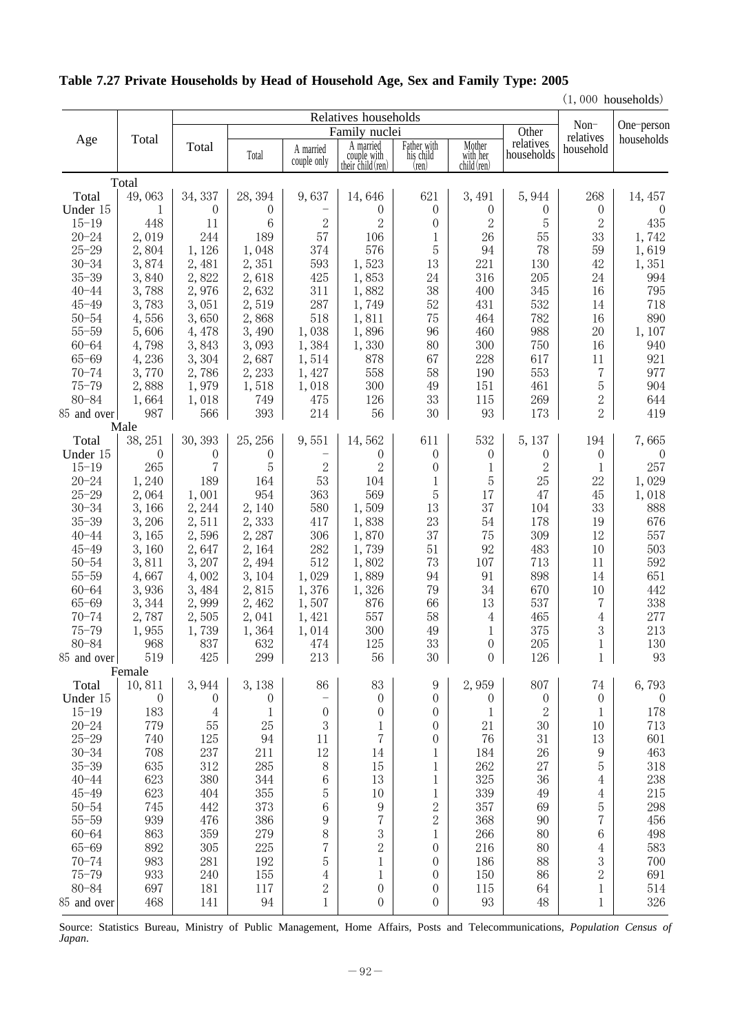**Table 7.27 Private Households by Head of Household Age, Sex and Family Type: 2005**

(1, 000 households)

| Age | Total | Relatives households | | | | | | | | Non-relatives household | One-person households |
|---|---|---|---|---|---|---|---|---|---|---|---|
| | | Total | Family nuclei | | | | | | Other relatives households | | |
| | | | Total | A married couple only | A married couple with their child(ren) | Father with his child (ren) | Mother with her child(ren) | | | | |
| **Total** | | | | | | | | | | | |
| Total | 49, 063 | 34, 337 | 28, 394 | 9, 637 | 14, 646 | 621 | 3, 491 | | 5, 944 | 268 | 14, 457 |
| Under 15 | 1 | 0 | 0 | − | 0 | 0 | 0 | | 0 | 0 | 0 |
| 15−19 | 448 | 11 | 6 | 2 | 2 | 0 | 2 | | 5 | 2 | 435 |
| 20−24 | 2, 019 | 244 | 189 | 57 | 106 | 1 | 26 | | 55 | 33 | 1, 742 |
| 25−29 | 2, 804 | 1, 126 | 1, 048 | 374 | 576 | 5 | 94 | | 78 | 59 | 1, 619 |
| 30−34 | 3, 874 | 2, 481 | 2, 351 | 593 | 1, 523 | 13 | 221 | | 130 | 42 | 1, 351 |
| 35−39 | 3, 840 | 2, 822 | 2, 618 | 425 | 1, 853 | 24 | 316 | | 205 | 24 | 994 |
| 40−44 | 3, 788 | 2, 976 | 2, 632 | 311 | 1, 882 | 38 | 400 | | 345 | 16 | 795 |
| 45−49 | 3, 783 | 3, 051 | 2, 519 | 287 | 1, 749 | 52 | 431 | | 532 | 14 | 718 |
| 50−54 | 4, 556 | 3, 650 | 2, 868 | 518 | 1, 811 | 75 | 464 | | 782 | 16 | 890 |
| 55−59 | 5, 606 | 4, 478 | 3, 490 | 1, 038 | 1, 896 | 96 | 460 | | 988 | 20 | 1, 107 |
| 60−64 | 4, 798 | 3, 843 | 3, 093 | 1, 384 | 1, 330 | 80 | 300 | | 750 | 16 | 940 |
| 65−69 | 4, 236 | 3, 304 | 2, 687 | 1, 514 | 878 | 67 | 228 | | 617 | 11 | 921 |
| 70−74 | 3, 770 | 2, 786 | 2, 233 | 1, 427 | 558 | 58 | 190 | | 553 | 7 | 977 |
| 75−79 | 2, 888 | 1, 979 | 1, 518 | 1, 018 | 300 | 49 | 151 | | 461 | 5 | 904 |
| 80−84 | 1, 664 | 1, 018 | 749 | 475 | 126 | 33 | 115 | | 269 | 2 | 644 |
| 85 and over | 987 | 566 | 393 | 214 | 56 | 30 | 93 | | 173 | 2 | 419 |
| **Male** | | | | | | | | | | | |
| Total | 38, 251 | 30, 393 | 25, 256 | 9, 551 | 14, 562 | 611 | 532 | | 5, 137 | 194 | 7, 665 |
| Under 15 | 0 | 0 | 0 | − | 0 | 0 | 0 | | 0 | 0 | 0 |
| 15−19 | 265 | 7 | 5 | 2 | 2 | 0 | 1 | | 2 | 1 | 257 |
| 20−24 | 1, 240 | 189 | 164 | 53 | 104 | 1 | 5 | | 25 | 22 | 1, 029 |
| 25−29 | 2, 064 | 1, 001 | 954 | 363 | 569 | 5 | 17 | | 47 | 45 | 1, 018 |
| 30−34 | 3, 166 | 2, 244 | 2, 140 | 580 | 1, 509 | 13 | 37 | | 104 | 33 | 888 |
| 35−39 | 3, 206 | 2, 511 | 2, 333 | 417 | 1, 838 | 23 | 54 | | 178 | 19 | 676 |
| 40−44 | 3, 165 | 2, 596 | 2, 287 | 306 | 1, 870 | 37 | 75 | | 309 | 12 | 557 |
| 45−49 | 3, 160 | 2, 647 | 2, 164 | 282 | 1, 739 | 51 | 92 | | 483 | 10 | 503 |
| 50−54 | 3, 811 | 3, 207 | 2, 494 | 512 | 1, 802 | 73 | 107 | | 713 | 11 | 592 |
| 55−59 | 4, 667 | 4, 002 | 3, 104 | 1, 029 | 1, 889 | 94 | 91 | | 898 | 14 | 651 |
| 60−64 | 3, 936 | 3, 484 | 2, 815 | 1, 376 | 1, 326 | 79 | 34 | | 670 | 10 | 442 |
| 65−69 | 3, 344 | 2, 999 | 2, 462 | 1, 507 | 876 | 66 | 13 | | 537 | 7 | 338 |
| 70−74 | 2, 787 | 2, 505 | 2, 041 | 1, 421 | 557 | 58 | 4 | | 465 | 4 | 277 |
| 75−79 | 1, 955 | 1, 739 | 1, 364 | 1, 014 | 300 | 49 | 1 | | 375 | 3 | 213 |
| 80−84 | 968 | 837 | 632 | 474 | 125 | 33 | 0 | | 205 | 1 | 130 |
| 85 and over | 519 | 425 | 299 | 213 | 56 | 30 | 0 | | 126 | 1 | 93 |
| **Female** | | | | | | | | | | | |
| Total | 10, 811 | 3, 944 | 3, 138 | 86 | 83 | 9 | 2, 959 | | 807 | 74 | 6, 793 |
| Under 15 | 0 | 0 | 0 | − | 0 | 0 | 0 | | 0 | 0 | 0 |
| 15−19 | 183 | 4 | 1 | 0 | 0 | 0 | 1 | | 2 | 1 | 178 |
| 20−24 | 779 | 55 | 25 | 3 | 1 | 0 | 21 | | 30 | 10 | 713 |
| 25−29 | 740 | 125 | 94 | 11 | 7 | 0 | 76 | | 31 | 13 | 601 |
| 30−34 | 708 | 237 | 211 | 12 | 14 | 1 | 184 | | 26 | 9 | 463 |
| 35−39 | 635 | 312 | 285 | 8 | 15 | 1 | 262 | | 27 | 5 | 318 |
| 40−44 | 623 | 380 | 344 | 6 | 13 | 1 | 325 | | 36 | 4 | 238 |
| 45−49 | 623 | 404 | 355 | 5 | 10 | 1 | 339 | | 49 | 4 | 215 |
| 50−54 | 745 | 442 | 373 | 6 | 9 | 2 | 357 | | 69 | 5 | 298 |
| 55−59 | 939 | 476 | 386 | 9 | 7 | 2 | 368 | | 90 | 7 | 456 |
| 60−64 | 863 | 359 | 279 | 8 | 3 | 1 | 266 | | 80 | 6 | 498 |
| 65−69 | 892 | 305 | 225 | 7 | 2 | 0 | 216 | | 80 | 4 | 583 |
| 70−74 | 983 | 281 | 192 | 5 | 1 | 0 | 186 | | 88 | 3 | 700 |
| 75−79 | 933 | 240 | 155 | 4 | 1 | 0 | 150 | | 86 | 2 | 691 |
| 80−84 | 697 | 181 | 117 | 2 | 0 | 0 | 115 | | 64 | 1 | 514 |
| 85 and over | 468 | 141 | 94 | 1 | 0 | 0 | 93 | | 48 | 1 | 326 |

Source: Statistics Bureau, Ministry of Public Management, Home Affairs, Posts and Telecommunications, *Population Census of Japan*.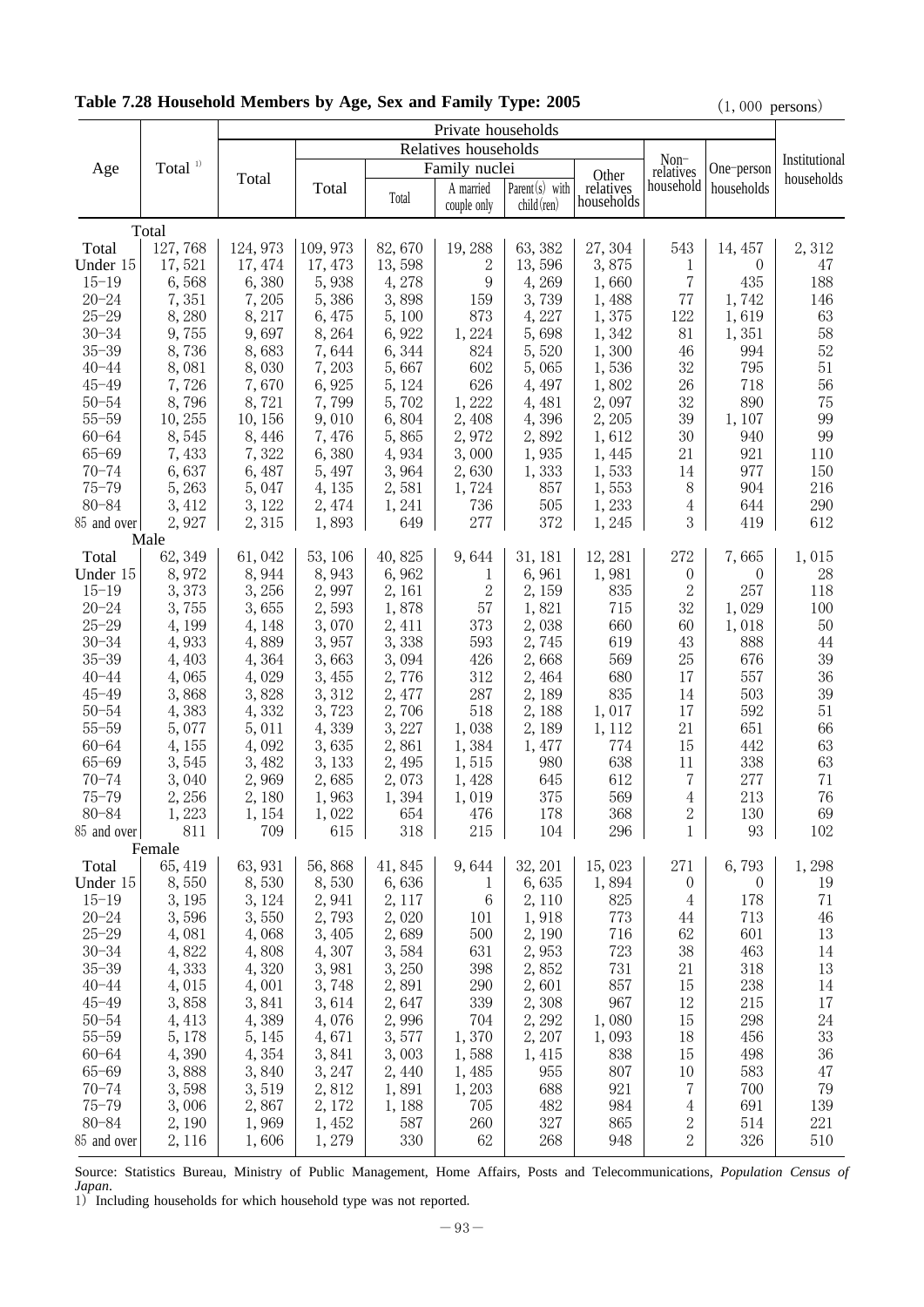## Table 7.28 Household Members by Age, Sex and Family Type: 2005

(1, 000 persons)

| Age | Total [1] | Private households | | | | | | | | Institutional households |
|---|---|---|---|---|---|---|---|---|---|---|
| | | Total | Relatives households | | | | | Non-relatives household | One-person households | |
| | | | Total | Family nuclei | | | Other relatives households | | | |
| | | | | Total | A married couple only | Parent(s) with child(ren) | | | | |
| **Total** | | | | | | | | | | |
| Total | 127, 768 | 124, 973 | 109, 973 | 82, 670 | 19, 288 | 63, 382 | 27, 304 | 543 | 14, 457 | 2, 312 |
| Under 15 | 17, 521 | 17, 474 | 17, 473 | 13, 598 | 2 | 13, 596 | 3, 875 | 1 | 0 | 47 |
| 15−19 | 6, 568 | 6, 380 | 5, 938 | 4, 278 | 9 | 4, 269 | 1, 660 | 7 | 435 | 188 |
| 20−24 | 7, 351 | 7, 205 | 5, 386 | 3, 898 | 159 | 3, 739 | 1, 488 | 77 | 1, 742 | 146 |
| 25−29 | 8, 280 | 8, 217 | 6, 475 | 5, 100 | 873 | 4, 227 | 1, 375 | 122 | 1, 619 | 63 |
| 30−34 | 9, 755 | 9, 697 | 8, 264 | 6, 922 | 1, 224 | 5, 698 | 1, 342 | 81 | 1, 351 | 58 |
| 35−39 | 8, 736 | 8, 683 | 7, 644 | 6, 344 | 824 | 5, 520 | 1, 300 | 46 | 994 | 52 |
| 40−44 | 8, 081 | 8, 030 | 7, 203 | 5, 667 | 602 | 5, 065 | 1, 536 | 32 | 795 | 51 |
| 45−49 | 7, 726 | 7, 670 | 6, 925 | 5, 124 | 626 | 4, 497 | 1, 802 | 26 | 718 | 56 |
| 50−54 | 8, 796 | 8, 721 | 7, 799 | 5, 702 | 1, 222 | 4, 481 | 2, 097 | 32 | 890 | 75 |
| 55−59 | 10, 255 | 10, 156 | 9, 010 | 6, 804 | 2, 408 | 4, 396 | 2, 205 | 39 | 1, 107 | 99 |
| 60−64 | 8, 545 | 8, 446 | 7, 476 | 5, 865 | 2, 972 | 2, 892 | 1, 612 | 30 | 940 | 99 |
| 65−69 | 7, 433 | 7, 322 | 6, 380 | 4, 934 | 3, 000 | 1, 935 | 1, 445 | 21 | 921 | 110 |
| 70−74 | 6, 637 | 6, 487 | 5, 497 | 3, 964 | 2, 630 | 1, 333 | 1, 533 | 14 | 977 | 150 |
| 75−79 | 5, 263 | 5, 047 | 4, 135 | 2, 581 | 1, 724 | 857 | 1, 553 | 8 | 904 | 216 |
| 80−84 | 3, 412 | 3, 122 | 2, 474 | 1, 241 | 736 | 505 | 1, 233 | 4 | 644 | 290 |
| 85 and over | 2, 927 | 2, 315 | 1, 893 | 649 | 277 | 372 | 1, 245 | 3 | 419 | 612 |
| **Male** | | | | | | | | | | |
| Total | 62, 349 | 61, 042 | 53, 106 | 40, 825 | 9, 644 | 31, 181 | 12, 281 | 272 | 7, 665 | 1, 015 |
| Under 15 | 8, 972 | 8, 944 | 8, 943 | 6, 962 | 1 | 6, 961 | 1, 981 | 0 | 0 | 28 |
| 15−19 | 3, 373 | 3, 256 | 2, 997 | 2, 161 | 2 | 2, 159 | 835 | 2 | 257 | 118 |
| 20−24 | 3, 755 | 3, 655 | 2, 593 | 1, 878 | 57 | 1, 821 | 715 | 32 | 1, 029 | 100 |
| 25−29 | 4, 199 | 4, 148 | 3, 070 | 2, 411 | 373 | 2, 038 | 660 | 60 | 1, 018 | 50 |
| 30−34 | 4, 933 | 4, 889 | 3, 957 | 3, 338 | 593 | 2, 745 | 619 | 43 | 888 | 44 |
| 35−39 | 4, 403 | 4, 364 | 3, 663 | 3, 094 | 426 | 2, 668 | 569 | 25 | 676 | 39 |
| 40−44 | 4, 065 | 4, 029 | 3, 455 | 2, 776 | 312 | 2, 464 | 680 | 17 | 557 | 36 |
| 45−49 | 3, 868 | 3, 828 | 3, 312 | 2, 477 | 287 | 2, 189 | 835 | 14 | 503 | 39 |
| 50−54 | 4, 383 | 4, 332 | 3, 723 | 2, 706 | 518 | 2, 188 | 1, 017 | 17 | 592 | 51 |
| 55−59 | 5, 077 | 5, 011 | 4, 339 | 3, 227 | 1, 038 | 2, 189 | 1, 112 | 21 | 651 | 66 |
| 60−64 | 4, 155 | 4, 092 | 3, 635 | 2, 861 | 1, 384 | 1, 477 | 774 | 15 | 442 | 63 |
| 65−69 | 3, 545 | 3, 482 | 3, 133 | 2, 495 | 1, 515 | 980 | 638 | 11 | 338 | 63 |
| 70−74 | 3, 040 | 2, 969 | 2, 685 | 2, 073 | 1, 428 | 645 | 612 | 7 | 277 | 71 |
| 75−79 | 2, 256 | 2, 180 | 1, 963 | 1, 394 | 1, 019 | 375 | 569 | 4 | 213 | 76 |
| 80−84 | 1, 223 | 1, 154 | 1, 022 | 654 | 476 | 178 | 368 | 2 | 130 | 69 |
| 85 and over | 811 | 709 | 615 | 318 | 215 | 104 | 296 | 1 | 93 | 102 |
| **Female** | | | | | | | | | | |
| Total | 65, 419 | 63, 931 | 56, 868 | 41, 845 | 9, 644 | 32, 201 | 15, 023 | 271 | 6, 793 | 1, 298 |
| Under 15 | 8, 550 | 8, 530 | 8, 530 | 6, 636 | 1 | 6, 635 | 1, 894 | 0 | 0 | 19 |
| 15−19 | 3, 195 | 3, 124 | 2, 941 | 2, 117 | 6 | 2, 110 | 825 | 4 | 178 | 71 |
| 20−24 | 3, 596 | 3, 550 | 2, 793 | 2, 020 | 101 | 1, 918 | 773 | 44 | 713 | 46 |
| 25−29 | 4, 081 | 4, 068 | 3, 405 | 2, 689 | 500 | 2, 190 | 716 | 62 | 601 | 13 |
| 30−34 | 4, 822 | 4, 808 | 4, 307 | 3, 584 | 631 | 2, 953 | 723 | 38 | 463 | 14 |
| 35−39 | 4, 333 | 4, 320 | 3, 981 | 3, 250 | 398 | 2, 852 | 731 | 21 | 318 | 13 |
| 40−44 | 4, 015 | 4, 001 | 3, 748 | 2, 891 | 290 | 2, 601 | 857 | 15 | 238 | 14 |
| 45−49 | 3, 858 | 3, 841 | 3, 614 | 2, 647 | 339 | 2, 308 | 967 | 12 | 215 | 17 |
| 50−54 | 4, 413 | 4, 389 | 4, 076 | 2, 996 | 704 | 2, 292 | 1, 080 | 15 | 298 | 24 |
| 55−59 | 5, 178 | 5, 145 | 4, 671 | 3, 577 | 1, 370 | 2, 207 | 1, 093 | 18 | 456 | 33 |
| 60−64 | 4, 390 | 4, 354 | 3, 841 | 3, 003 | 1, 588 | 1, 415 | 838 | 15 | 498 | 36 |
| 65−69 | 3, 888 | 3, 840 | 3, 247 | 2, 440 | 1, 485 | 955 | 807 | 10 | 583 | 47 |
| 70−74 | 3, 598 | 3, 519 | 2, 812 | 1, 891 | 1, 203 | 688 | 921 | 7 | 700 | 79 |
| 75−79 | 3, 006 | 2, 867 | 2, 172 | 1, 188 | 705 | 482 | 984 | 4 | 691 | 139 |
| 80−84 | 2, 190 | 1, 969 | 1, 452 | 587 | 260 | 327 | 865 | 2 | 514 | 221 |
| 85 and over | 2, 116 | 1, 606 | 1, 279 | 330 | 62 | 268 | 948 | 2 | 326 | 510 |

Source: Statistics Bureau, Ministry of Public Management, Home Affairs, Posts and Telecommunications, *Population Census of Japan*.

1) Including households for which household type was not reported.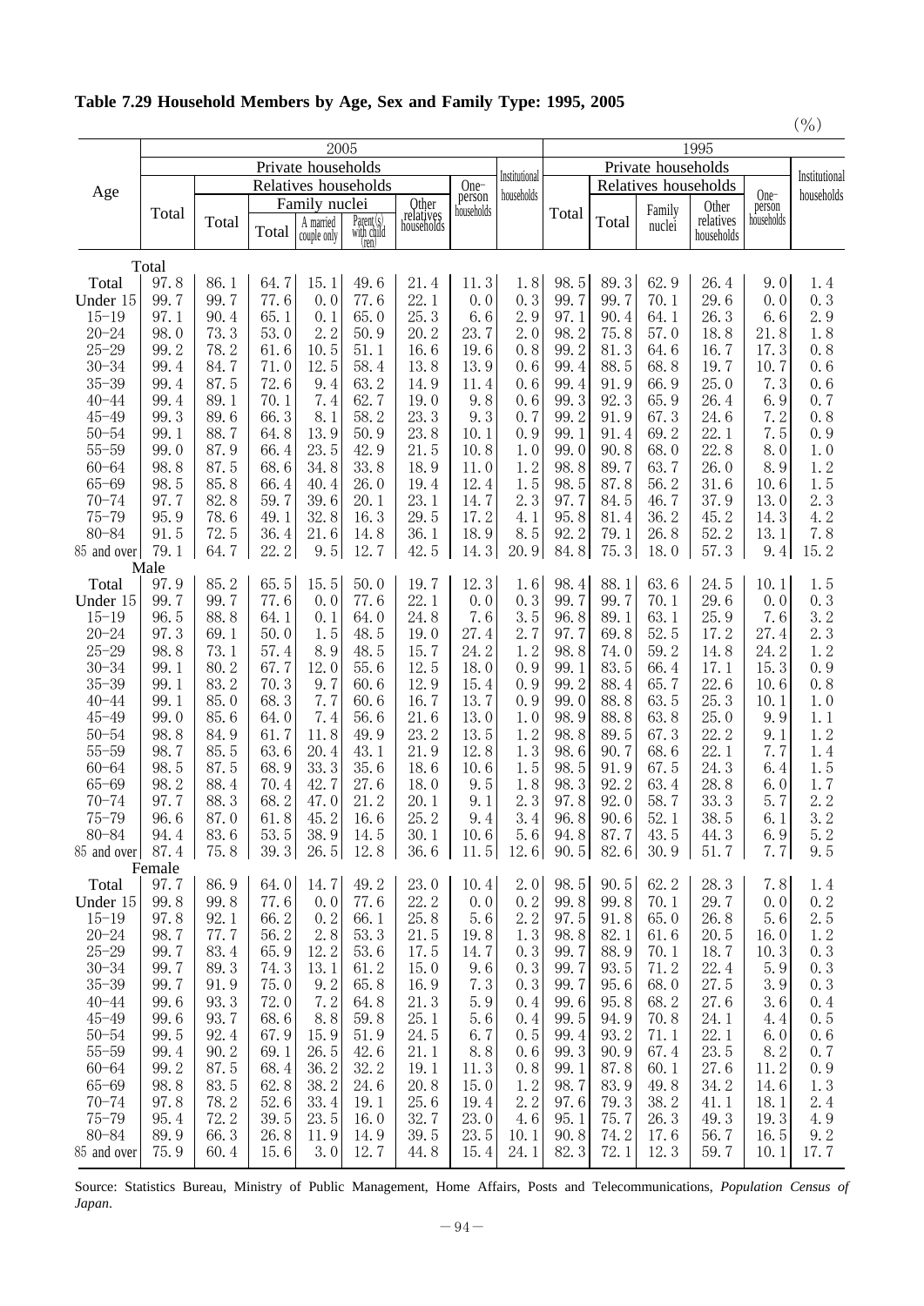## Table 7.29 Household Members by Age, Sex and Family Type: 1995, 2005

(%)

| Age | 2005 | | | | | | | | 1995 | | | | | |
|---|---|---|---|---|---|---|---|---|---|---|---|---|---|---|
| | Private households | | | | | | | Institutional households | Private households | | | | | Institutional households |
| | Total | Relatives households | | | | | One-person households | | Total | Relatives households | | | One-person households | |
| | | Total | Family nuclei | | | Other relatives households | | | | Total | Family nuclei | Other relatives households | | |
| | | | Total | A married couple only | Parent(s) with child (ren) | | | | | | | | | |
| **Total** | | | | | | | | | | | | | | |
| Total | 97.8 | 86.1 | 64.7 | 15.1 | 49.6 | 21.4 | 11.3 | 1.8 | 98.5 | 89.3 | 62.9 | 26.4 | 9.0 | 1.4 |
| Under 15 | 99.7 | 99.7 | 77.6 | 0.0 | 77.6 | 22.1 | 0.0 | 0.3 | 99.7 | 99.7 | 70.1 | 29.6 | 0.0 | 0.3 |
| 15−19 | 97.1 | 90.4 | 65.1 | 0.1 | 65.0 | 25.3 | 6.6 | 2.9 | 97.1 | 90.4 | 64.1 | 26.3 | 6.6 | 2.9 |
| 20−24 | 98.0 | 73.3 | 53.0 | 2.2 | 50.9 | 20.2 | 23.7 | 2.0 | 98.2 | 75.8 | 57.0 | 18.8 | 21.8 | 1.8 |
| 25−29 | 99.2 | 78.2 | 61.6 | 10.5 | 51.1 | 16.6 | 19.6 | 0.8 | 99.2 | 81.3 | 64.6 | 16.7 | 17.3 | 0.8 |
| 30−34 | 99.4 | 84.7 | 71.0 | 12.5 | 58.4 | 13.8 | 13.9 | 0.6 | 99.4 | 88.5 | 68.8 | 19.7 | 10.7 | 0.6 |
| 35−39 | 99.4 | 87.5 | 72.6 | 9.4 | 63.2 | 14.9 | 11.4 | 0.6 | 99.4 | 91.9 | 66.9 | 25.0 | 7.3 | 0.6 |
| 40−44 | 99.4 | 89.1 | 70.1 | 7.4 | 62.7 | 19.0 | 9.8 | 0.6 | 99.3 | 92.3 | 65.9 | 26.4 | 6.9 | 0.7 |
| 45−49 | 99.3 | 89.6 | 66.3 | 8.1 | 58.2 | 23.3 | 9.3 | 0.7 | 99.2 | 91.9 | 67.3 | 24.6 | 7.2 | 0.8 |
| 50−54 | 99.1 | 88.7 | 64.8 | 13.9 | 50.9 | 23.8 | 10.1 | 0.9 | 99.1 | 91.4 | 69.2 | 22.1 | 7.5 | 0.9 |
| 55−59 | 99.0 | 87.9 | 66.4 | 23.5 | 42.9 | 21.5 | 10.8 | 1.0 | 99.0 | 90.8 | 68.0 | 22.8 | 8.0 | 1.0 |
| 60−64 | 98.8 | 87.5 | 68.6 | 34.8 | 33.8 | 18.9 | 11.0 | 1.2 | 98.8 | 89.7 | 63.7 | 26.0 | 8.9 | 1.2 |
| 65−69 | 98.5 | 85.8 | 66.4 | 40.4 | 26.0 | 19.4 | 12.4 | 1.5 | 98.5 | 87.8 | 56.2 | 31.6 | 10.6 | 1.5 |
| 70−74 | 97.7 | 82.8 | 59.7 | 39.6 | 20.1 | 23.1 | 14.7 | 2.3 | 97.7 | 84.5 | 46.7 | 37.9 | 13.0 | 2.3 |
| 75−79 | 95.9 | 78.6 | 49.1 | 32.8 | 16.3 | 29.5 | 17.2 | 4.1 | 95.8 | 81.4 | 36.2 | 45.2 | 14.3 | 4.2 |
| 80−84 | 91.5 | 72.5 | 36.4 | 21.6 | 14.8 | 36.1 | 18.9 | 8.5 | 92.2 | 79.1 | 26.8 | 52.2 | 13.1 | 7.8 |
| 85 and over | 79.1 | 64.7 | 22.2 | 9.5 | 12.7 | 42.5 | 14.3 | 20.9 | 84.8 | 75.3 | 18.0 | 57.3 | 9.4 | 15.2 |
| **Male** | | | | | | | | | | | | | | |
| Total | 97.9 | 85.2 | 65.5 | 15.5 | 50.0 | 19.7 | 12.3 | 1.6 | 98.4 | 88.1 | 63.6 | 24.5 | 10.1 | 1.5 |
| Under 15 | 99.7 | 99.7 | 77.6 | 0.0 | 77.6 | 22.1 | 0.0 | 0.3 | 99.7 | 99.7 | 70.1 | 29.6 | 0.0 | 0.3 |
| 15−19 | 96.5 | 88.8 | 64.1 | 0.1 | 64.0 | 24.8 | 7.6 | 3.5 | 96.8 | 89.1 | 63.1 | 25.9 | 7.6 | 3.2 |
| 20−24 | 97.3 | 69.1 | 50.0 | 1.5 | 48.5 | 19.0 | 27.4 | 2.7 | 97.7 | 69.8 | 52.5 | 17.2 | 27.4 | 2.3 |
| 25−29 | 98.8 | 73.1 | 57.4 | 8.9 | 48.5 | 15.7 | 24.2 | 1.2 | 98.8 | 74.0 | 59.2 | 14.8 | 24.2 | 1.2 |
| 30−34 | 99.1 | 80.2 | 67.7 | 12.0 | 55.6 | 12.5 | 18.0 | 0.9 | 99.1 | 83.5 | 66.4 | 17.1 | 15.3 | 0.9 |
| 35−39 | 99.1 | 83.2 | 70.3 | 9.7 | 60.6 | 12.9 | 15.4 | 0.9 | 99.2 | 88.4 | 65.7 | 22.6 | 10.6 | 0.8 |
| 40−44 | 99.1 | 85.0 | 68.3 | 7.7 | 60.6 | 16.7 | 13.7 | 0.9 | 99.0 | 88.8 | 63.5 | 25.3 | 10.1 | 1.0 |
| 45−49 | 99.0 | 85.6 | 64.0 | 7.4 | 56.6 | 21.6 | 13.0 | 1.0 | 98.9 | 88.8 | 63.8 | 25.0 | 9.9 | 1.1 |
| 50−54 | 98.8 | 84.9 | 61.7 | 11.8 | 49.9 | 23.2 | 13.5 | 1.2 | 98.8 | 89.5 | 67.3 | 22.2 | 9.1 | 1.2 |
| 55−59 | 98.7 | 85.5 | 63.6 | 20.4 | 43.1 | 21.9 | 12.8 | 1.3 | 98.6 | 90.7 | 68.6 | 22.1 | 7.7 | 1.4 |
| 60−64 | 98.5 | 87.5 | 68.9 | 33.3 | 35.6 | 18.6 | 10.6 | 1.5 | 98.5 | 91.9 | 67.5 | 24.3 | 6.4 | 1.5 |
| 65−69 | 98.2 | 88.4 | 70.4 | 42.7 | 27.6 | 18.0 | 9.5 | 1.8 | 98.3 | 92.2 | 63.4 | 28.8 | 6.0 | 1.7 |
| 70−74 | 97.7 | 88.3 | 68.2 | 47.0 | 21.2 | 20.1 | 9.1 | 2.3 | 97.8 | 92.0 | 58.7 | 33.3 | 5.7 | 2.2 |
| 75−79 | 96.6 | 87.0 | 61.8 | 45.2 | 16.6 | 25.2 | 9.4 | 3.4 | 96.8 | 90.6 | 52.1 | 38.5 | 6.1 | 3.2 |
| 80−84 | 94.4 | 83.6 | 53.5 | 38.9 | 14.5 | 30.1 | 10.6 | 5.6 | 94.8 | 87.7 | 43.5 | 44.3 | 6.9 | 5.2 |
| 85 and over | 87.4 | 75.8 | 39.3 | 26.5 | 12.8 | 36.6 | 11.5 | 12.6 | 90.5 | 82.6 | 30.9 | 51.7 | 7.7 | 9.5 |
| **Female** | | | | | | | | | | | | | | |
| Total | 97.7 | 86.9 | 64.0 | 14.7 | 49.2 | 23.0 | 10.4 | 2.0 | 98.5 | 90.5 | 62.2 | 28.3 | 7.8 | 1.4 |
| Under 15 | 99.8 | 99.8 | 77.6 | 0.0 | 77.6 | 22.2 | 0.0 | 0.2 | 99.8 | 99.8 | 70.1 | 29.7 | 0.0 | 0.2 |
| 15−19 | 97.8 | 92.1 | 66.2 | 0.2 | 66.1 | 25.8 | 5.6 | 2.2 | 97.5 | 91.8 | 65.0 | 26.8 | 5.6 | 2.5 |
| 20−24 | 98.7 | 77.7 | 56.2 | 2.8 | 53.3 | 21.5 | 19.8 | 1.3 | 98.8 | 82.1 | 61.6 | 20.5 | 16.0 | 1.2 |
| 25−29 | 99.7 | 83.4 | 65.9 | 12.2 | 53.6 | 17.5 | 14.7 | 0.3 | 99.7 | 88.9 | 70.1 | 18.7 | 10.3 | 0.3 |
| 30−34 | 99.7 | 89.3 | 74.3 | 13.1 | 61.2 | 15.0 | 9.6 | 0.3 | 99.7 | 93.5 | 71.2 | 22.4 | 5.9 | 0.3 |
| 35−39 | 99.7 | 91.9 | 75.0 | 9.2 | 65.8 | 16.9 | 7.3 | 0.3 | 99.7 | 95.6 | 68.0 | 27.5 | 3.9 | 0.3 |
| 40−44 | 99.6 | 93.3 | 72.0 | 7.2 | 64.8 | 21.3 | 5.9 | 0.4 | 99.6 | 95.8 | 68.2 | 27.6 | 3.6 | 0.4 |
| 45−49 | 99.6 | 93.7 | 68.6 | 8.8 | 59.8 | 25.1 | 5.6 | 0.4 | 99.5 | 94.9 | 70.8 | 24.1 | 4.4 | 0.5 |
| 50−54 | 99.5 | 92.4 | 67.9 | 15.9 | 51.9 | 24.5 | 6.7 | 0.5 | 99.4 | 93.2 | 71.1 | 22.1 | 6.0 | 0.6 |
| 55−59 | 99.4 | 90.2 | 69.1 | 26.5 | 42.6 | 21.1 | 8.8 | 0.6 | 99.3 | 90.9 | 67.4 | 23.5 | 8.2 | 0.7 |
| 60−64 | 99.2 | 87.5 | 68.4 | 36.2 | 32.2 | 19.1 | 11.3 | 0.8 | 99.1 | 87.8 | 60.1 | 27.6 | 11.2 | 0.9 |
| 65−69 | 98.8 | 83.5 | 62.8 | 38.2 | 24.6 | 20.8 | 15.0 | 1.2 | 98.7 | 83.9 | 49.8 | 34.2 | 14.6 | 1.3 |
| 70−74 | 97.8 | 78.2 | 52.6 | 33.4 | 19.1 | 25.6 | 19.4 | 2.2 | 97.6 | 79.3 | 38.2 | 41.1 | 18.1 | 2.4 |
| 75−79 | 95.4 | 72.2 | 39.5 | 23.5 | 16.0 | 32.7 | 23.0 | 4.6 | 95.1 | 75.7 | 26.3 | 49.3 | 19.3 | 4.9 |
| 80−84 | 89.9 | 66.3 | 26.8 | 11.9 | 14.9 | 39.5 | 23.5 | 10.1 | 90.8 | 74.2 | 17.6 | 56.7 | 16.5 | 9.2 |
| 85 and over | 75.9 | 60.4 | 15.6 | 3.0 | 12.7 | 44.8 | 15.4 | 24.1 | 82.3 | 72.1 | 12.3 | 59.7 | 10.1 | 17.7 |

Source: Statistics Bureau, Ministry of Public Management, Home Affairs, Posts and Telecommunications, *Population Census of Japan*.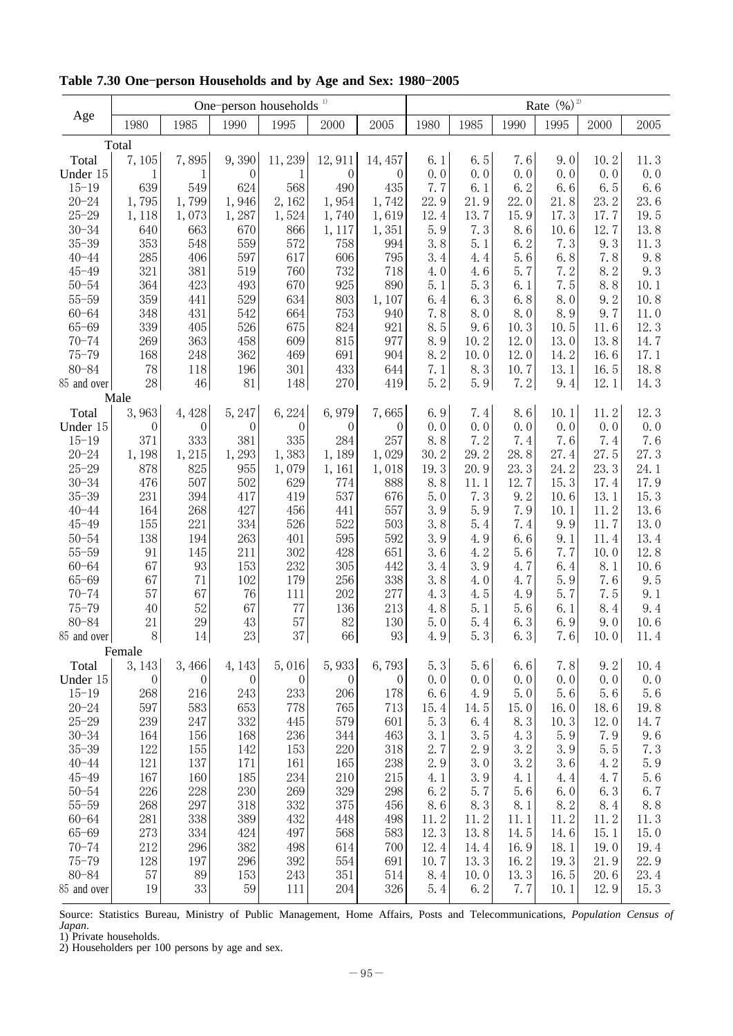**Table 7.30 One-person Households and by Age and Sex: 1980-2005**

| Age | One-person households [1] | | | | | | Rate (%) [2] | | | | | |
|---|---|---|---|---|---|---|---|---|---|---|---|---|
| | 1980 | 1985 | 1990 | 1995 | 2000 | 2005 | 1980 | 1985 | 1990 | 1995 | 2000 | 2005 |
| **Total** | | | | | | | | | | | | |
| Total | 7,105 | 7,895 | 9,390 | 11,239 | 12,911 | 14,457 | 6.1 | 6.5 | 7.6 | 9.0 | 10.2 | 11.3 |
| Under 15 | 1 | 1 | 0 | 1 | 0 | 0 | 0.0 | 0.0 | 0.0 | 0.0 | 0.0 | 0.0 |
| 15-19 | 639 | 549 | 624 | 568 | 490 | 435 | 7.7 | 6.1 | 6.2 | 6.6 | 6.5 | 6.6 |
| 20-24 | 1,795 | 1,799 | 1,946 | 2,162 | 1,954 | 1,742 | 22.9 | 21.9 | 22.0 | 21.8 | 23.2 | 23.6 |
| 25-29 | 1,118 | 1,073 | 1,287 | 1,524 | 1,740 | 1,619 | 12.4 | 13.7 | 15.9 | 17.3 | 17.7 | 19.5 |
| 30-34 | 640 | 663 | 670 | 866 | 1,117 | 1,351 | 5.9 | 7.3 | 8.6 | 10.6 | 12.7 | 13.8 |
| 35-39 | 353 | 548 | 559 | 572 | 758 | 994 | 3.8 | 5.1 | 6.2 | 7.3 | 9.3 | 11.3 |
| 40-44 | 285 | 406 | 597 | 617 | 606 | 795 | 3.4 | 4.4 | 5.6 | 6.8 | 7.8 | 9.8 |
| 45-49 | 321 | 381 | 519 | 760 | 732 | 718 | 4.0 | 4.6 | 5.7 | 7.2 | 8.2 | 9.3 |
| 50-54 | 364 | 423 | 493 | 670 | 925 | 890 | 5.1 | 5.3 | 6.1 | 7.5 | 8.8 | 10.1 |
| 55-59 | 359 | 441 | 529 | 634 | 803 | 1,107 | 6.4 | 6.3 | 6.8 | 8.0 | 9.2 | 10.8 |
| 60-64 | 348 | 431 | 542 | 664 | 753 | 940 | 7.8 | 8.0 | 8.0 | 8.9 | 9.7 | 11.0 |
| 65-69 | 339 | 405 | 526 | 675 | 824 | 921 | 8.5 | 9.6 | 10.3 | 10.5 | 11.6 | 12.3 |
| 70-74 | 269 | 363 | 458 | 609 | 815 | 977 | 8.9 | 10.2 | 12.0 | 13.0 | 13.8 | 14.7 |
| 75-79 | 168 | 248 | 362 | 469 | 691 | 904 | 8.2 | 10.0 | 12.0 | 14.2 | 16.6 | 17.1 |
| 80-84 | 78 | 118 | 196 | 301 | 433 | 644 | 7.1 | 8.3 | 10.7 | 13.1 | 16.5 | 18.8 |
| 85 and over | 28 | 46 | 81 | 148 | 270 | 419 | 5.2 | 5.9 | 7.2 | 9.4 | 12.1 | 14.3 |
| **Male** | | | | | | | | | | | | |
| Total | 3,963 | 4,428 | 5,247 | 6,224 | 6,979 | 7,665 | 6.9 | 7.4 | 8.6 | 10.1 | 11.2 | 12.3 |
| Under 15 | 0 | 0 | 0 | 0 | 0 | 0 | 0.0 | 0.0 | 0.0 | 0.0 | 0.0 | 0.0 |
| 15-19 | 371 | 333 | 381 | 335 | 284 | 257 | 8.8 | 7.2 | 7.4 | 7.6 | 7.4 | 7.6 |
| 20-24 | 1,198 | 1,215 | 1,293 | 1,383 | 1,189 | 1,029 | 30.2 | 29.2 | 28.8 | 27.4 | 27.5 | 27.3 |
| 25-29 | 878 | 825 | 955 | 1,079 | 1,161 | 1,018 | 19.3 | 20.9 | 23.3 | 24.2 | 23.3 | 24.1 |
| 30-34 | 476 | 507 | 502 | 629 | 774 | 888 | 8.8 | 11.1 | 12.7 | 15.3 | 17.4 | 17.9 |
| 35-39 | 231 | 394 | 417 | 419 | 537 | 676 | 5.0 | 7.3 | 9.2 | 10.6 | 13.1 | 15.3 |
| 40-44 | 164 | 268 | 427 | 456 | 441 | 557 | 3.9 | 5.9 | 7.9 | 10.1 | 11.2 | 13.6 |
| 45-49 | 155 | 221 | 334 | 526 | 522 | 503 | 3.8 | 5.4 | 7.4 | 9.9 | 11.7 | 13.0 |
| 50-54 | 138 | 194 | 263 | 401 | 595 | 592 | 3.9 | 4.9 | 6.6 | 9.1 | 11.4 | 13.4 |
| 55-59 | 91 | 145 | 211 | 302 | 428 | 651 | 3.6 | 4.2 | 5.6 | 7.7 | 10.0 | 12.8 |
| 60-64 | 67 | 93 | 153 | 232 | 305 | 442 | 3.4 | 3.9 | 4.7 | 6.4 | 8.1 | 10.6 |
| 65-69 | 67 | 71 | 102 | 179 | 256 | 338 | 3.8 | 4.0 | 4.7 | 5.9 | 7.6 | 9.5 |
| 70-74 | 57 | 67 | 76 | 111 | 202 | 277 | 4.3 | 4.5 | 4.9 | 5.7 | 7.5 | 9.1 |
| 75-79 | 40 | 52 | 67 | 77 | 136 | 213 | 4.8 | 5.1 | 5.6 | 6.1 | 8.4 | 9.4 |
| 80-84 | 21 | 29 | 43 | 57 | 82 | 130 | 5.0 | 5.4 | 6.3 | 6.9 | 9.0 | 10.6 |
| 85 and over | 8 | 14 | 23 | 37 | 66 | 93 | 4.9 | 5.3 | 6.3 | 7.6 | 10.0 | 11.4 |
| **Female** | | | | | | | | | | | | |
| Total | 3,143 | 3,466 | 4,143 | 5,016 | 5,933 | 6,793 | 5.3 | 5.6 | 6.6 | 7.8 | 9.2 | 10.4 |
| Under 15 | 0 | 0 | 0 | 0 | 0 | 0 | 0.0 | 0.0 | 0.0 | 0.0 | 0.0 | 0.0 |
| 15-19 | 268 | 216 | 243 | 233 | 206 | 178 | 6.6 | 4.9 | 5.0 | 5.6 | 5.6 | 5.6 |
| 20-24 | 597 | 583 | 653 | 778 | 765 | 713 | 15.4 | 14.5 | 15.0 | 16.0 | 18.6 | 19.8 |
| 25-29 | 239 | 247 | 332 | 445 | 579 | 601 | 5.3 | 6.4 | 8.3 | 10.3 | 12.0 | 14.7 |
| 30-34 | 164 | 156 | 168 | 236 | 344 | 463 | 3.1 | 3.5 | 4.3 | 5.9 | 7.9 | 9.6 |
| 35-39 | 122 | 155 | 142 | 153 | 220 | 318 | 2.7 | 2.9 | 3.2 | 3.9 | 5.5 | 7.3 |
| 40-44 | 121 | 137 | 171 | 161 | 165 | 238 | 2.9 | 3.0 | 3.2 | 3.6 | 4.2 | 5.9 |
| 45-49 | 167 | 160 | 185 | 234 | 210 | 215 | 4.1 | 3.9 | 4.1 | 4.4 | 4.7 | 5.6 |
| 50-54 | 226 | 228 | 230 | 269 | 329 | 298 | 6.2 | 5.7 | 5.6 | 6.0 | 6.3 | 6.7 |
| 55-59 | 268 | 297 | 318 | 332 | 375 | 456 | 8.6 | 8.3 | 8.1 | 8.2 | 8.4 | 8.8 |
| 60-64 | 281 | 338 | 389 | 432 | 448 | 498 | 11.2 | 11.2 | 11.1 | 11.2 | 11.2 | 11.3 |
| 65-69 | 273 | 334 | 424 | 497 | 568 | 583 | 12.3 | 13.8 | 14.5 | 14.6 | 15.1 | 15.0 |
| 70-74 | 212 | 296 | 382 | 498 | 614 | 700 | 12.4 | 14.4 | 16.9 | 18.1 | 19.0 | 19.4 |
| 75-79 | 128 | 197 | 296 | 392 | 554 | 691 | 10.7 | 13.3 | 16.2 | 19.3 | 21.9 | 22.9 |
| 80-84 | 57 | 89 | 153 | 243 | 351 | 514 | 8.4 | 10.0 | 13.3 | 16.5 | 20.6 | 23.4 |
| 85 and over | 19 | 33 | 59 | 111 | 204 | 326 | 5.4 | 6.2 | 7.7 | 10.1 | 12.9 | 15.3 |

Source: Statistics Bureau, Ministry of Public Management, Home Affairs, Posts and Telecommunications, *Population Census of Japan*.
1) Private households.
2) Householders per 100 persons by age and sex.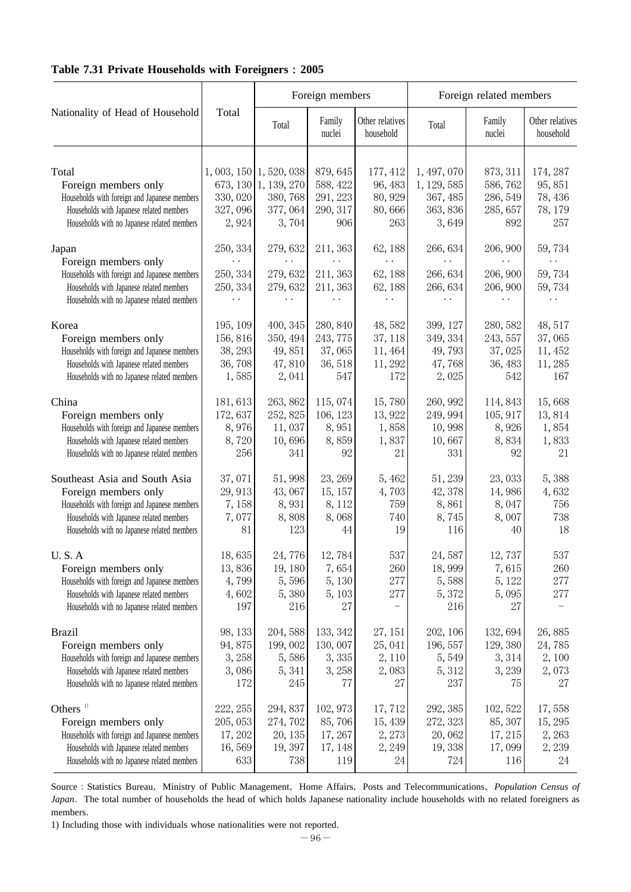## Table 7.31 Private Households with Foreigners : 2005

| Nationality of Head of Household | Total | Foreign members | | | Foreign related members | | |
|---|---|---|---|---|---|---|---|
| | | Total | Family nuclei | Other relatives household | Total | Family nuclei | Other relatives household |
| Total | 1, 003, 150 | 1, 520, 038 | 879, 645 | 177, 412 | 1, 497, 070 | 873, 311 | 174, 287 |
| Foreign members only | 673, 130 | 1, 139, 270 | 588, 422 | 96, 483 | 1, 129, 585 | 586, 762 | 95, 851 |
| Households with foreign and Japanese members | 330, 020 | 380, 768 | 291, 223 | 80, 929 | 367, 485 | 286, 549 | 78, 436 |
| Households with Japanese related members | 327, 096 | 377, 064 | 290, 317 | 80, 666 | 363, 836 | 285, 657 | 78, 179 |
| Households with no Japanese related members | 2, 924 | 3, 704 | 906 | 263 | 3, 649 | 892 | 257 |
| Japan | 250, 334 | 279, 632 | 211, 363 | 62, 188 | 266, 634 | 206, 900 | 59, 734 |
| Foreign members only | . . | . . | . . | . . | . . | . . | . . |
| Households with foreign and Japanese members | 250, 334 | 279, 632 | 211, 363 | 62, 188 | 266, 634 | 206, 900 | 59, 734 |
| Households with Japanese related members | 250, 334 | 279, 632 | 211, 363 | 62, 188 | 266, 634 | 206, 900 | 59, 734 |
| Households with no Japanese related members | . . | . . | . . | . . | . . | . . | . . |
| Korea | 195, 109 | 400, 345 | 280, 840 | 48, 582 | 399, 127 | 280, 582 | 48, 517 |
| Foreign members only | 156, 816 | 350, 494 | 243, 775 | 37, 118 | 349, 334 | 243, 557 | 37, 065 |
| Households with foreign and Japanese members | 38, 293 | 49, 851 | 37, 065 | 11, 464 | 49, 793 | 37, 025 | 11, 452 |
| Households with Japanese related members | 36, 708 | 47, 810 | 36, 518 | 11, 292 | 47, 768 | 36, 483 | 11, 285 |
| Households with no Japanese related members | 1, 585 | 2, 041 | 547 | 172 | 2, 025 | 542 | 167 |
| China | 181, 613 | 263, 862 | 115, 074 | 15, 780 | 260, 992 | 114, 843 | 15, 668 |
| Foreign members only | 172, 637 | 252, 825 | 106, 123 | 13, 922 | 249, 994 | 105, 917 | 13, 814 |
| Households with foreign and Japanese members | 8, 976 | 11, 037 | 8, 951 | 1, 858 | 10, 998 | 8, 926 | 1, 854 |
| Households with Japanese related members | 8, 720 | 10, 696 | 8, 859 | 1, 837 | 10, 667 | 8, 834 | 1, 833 |
| Households with no Japanese related members | 256 | 341 | 92 | 21 | 331 | 92 | 21 |
| Southeast Asia and South Asia | 37, 071 | 51, 998 | 23, 269 | 5, 462 | 51, 239 | 23, 033 | 5, 388 |
| Foreign members only | 29, 913 | 43, 067 | 15, 157 | 4, 703 | 42, 378 | 14, 986 | 4, 632 |
| Households with foreign and Japanese members | 7, 158 | 8, 931 | 8, 112 | 759 | 8, 861 | 8, 047 | 756 |
| Households with Japanese related members | 7, 077 | 8, 808 | 8, 068 | 740 | 8, 745 | 8, 007 | 738 |
| Households with no Japanese related members | 81 | 123 | 44 | 19 | 116 | 40 | 18 |
| U. S. A | 18, 635 | 24, 776 | 12, 784 | 537 | 24, 587 | 12, 737 | 537 |
| Foreign members only | 13, 836 | 19, 180 | 7, 654 | 260 | 18, 999 | 7, 615 | 260 |
| Households with foreign and Japanese members | 4, 799 | 5, 596 | 5, 130 | 277 | 5, 588 | 5, 122 | 277 |
| Households with Japanese related members | 4, 602 | 5, 380 | 5, 103 | 277 | 5, 372 | 5, 095 | 277 |
| Households with no Japanese related members | 197 | 216 | 27 | − | 216 | 27 | − |
| Brazil | 98, 133 | 204, 588 | 133, 342 | 27, 151 | 202, 106 | 132, 694 | 26, 885 |
| Foreign members only | 94, 875 | 199, 002 | 130, 007 | 25, 041 | 196, 557 | 129, 380 | 24, 785 |
| Households with foreign and Japanese members | 3, 258 | 5, 586 | 3, 335 | 2, 110 | 5, 549 | 3, 314 | 2, 100 |
| Households with Japanese related members | 3, 086 | 5, 341 | 3, 258 | 2, 083 | 5, 312 | 3, 239 | 2, 073 |
| Households with no Japanese related members | 172 | 245 | 77 | 27 | 237 | 75 | 27 |
| Others [1] | 222, 255 | 294, 837 | 102, 973 | 17, 712 | 292, 385 | 102, 522 | 17, 558 |
| Foreign members only | 205, 053 | 274, 702 | 85, 706 | 15, 439 | 272, 323 | 85, 307 | 15, 295 |
| Households with foreign and Japanese members | 17, 202 | 20, 135 | 17, 267 | 2, 273 | 20, 062 | 17, 215 | 2, 263 |
| Households with Japanese related members | 16, 569 | 19, 397 | 17, 148 | 2, 249 | 19, 338 | 17, 099 | 2, 239 |
| Households with no Japanese related members | 633 | 738 | 119 | 24 | 724 | 116 | 24 |

Source : Statistics Bureau, Ministry of Public Management, Home Affairs, Posts and Telecommunications, *Population Census of Japan*. The total number of households the head of which holds Japanese nationality include households with no related foreigners as members.

1) Including those with individuals whose nationalities were not reported.